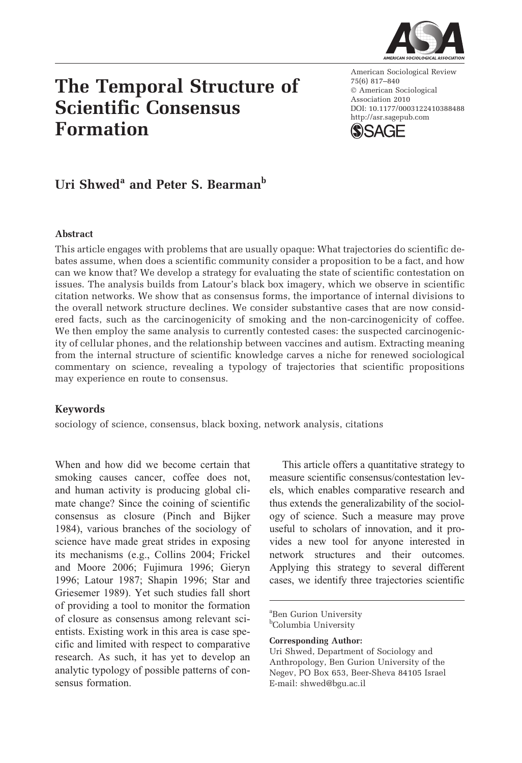American Sociological Review
75(6) 817–840
© American Sociological Association 2010
DOI: 10.1177/0003122410388488
http://asr.sagepub.com

# The Temporal Structure of Scientific Consensus Formation

**Uri Shwed[a] and Peter S. Bearman[b]**

### Abstract

This article engages with problems that are usually opaque: What trajectories do scientific debates assume, when does a scientific community consider a proposition to be a fact, and how can we know that? We develop a strategy for evaluating the state of scientific contestation on issues. The analysis builds from Latour's black box imagery, which we observe in scientific citation networks. We show that as consensus forms, the importance of internal divisions to the overall network structure declines. We consider substantive cases that are now considered facts, such as the carcinogenicity of smoking and the non-carcinogenicity of coffee. We then employ the same analysis to currently contested cases: the suspected carcinogenicity of cellular phones, and the relationship between vaccines and autism. Extracting meaning from the internal structure of scientific knowledge carves a niche for renewed sociological commentary on science, revealing a typology of trajectories that scientific propositions may experience en route to consensus.

### Keywords

sociology of science, consensus, black boxing, network analysis, citations

When and how did we become certain that smoking causes cancer, coffee does not, and human activity is producing global climate change? Since the coining of scientific consensus as closure (Pinch and Bijker 1984), various branches of the sociology of science have made great strides in exposing its mechanisms (e.g., Collins 2004; Frickel and Moore 2006; Fujimura 1996; Gieryn 1996; Latour 1987; Shapin 1996; Star and Griesemer 1989). Yet such studies fall short of providing a tool to monitor the formation of closure as consensus among relevant scientists. Existing work in this area is case specific and limited with respect to comparative research. As such, it has yet to develop an analytic typology of possible patterns of consensus formation.

This article offers a quantitative strategy to measure scientific consensus/contestation levels, which enables comparative research and thus extends the generalizability of the sociology of science. Such a measure may prove useful to scholars of innovation, and it provides a new tool for anyone interested in network structures and their outcomes. Applying this strategy to several different cases, we identify three trajectories scientific

[a]Ben Gurion University
[b]Columbia University

**Corresponding Author:**
Uri Shwed, Department of Sociology and Anthropology, Ben Gurion University of the Negev, PO Box 653, Beer-Sheva 84105 Israel
E-mail: shwed@bgu.ac.il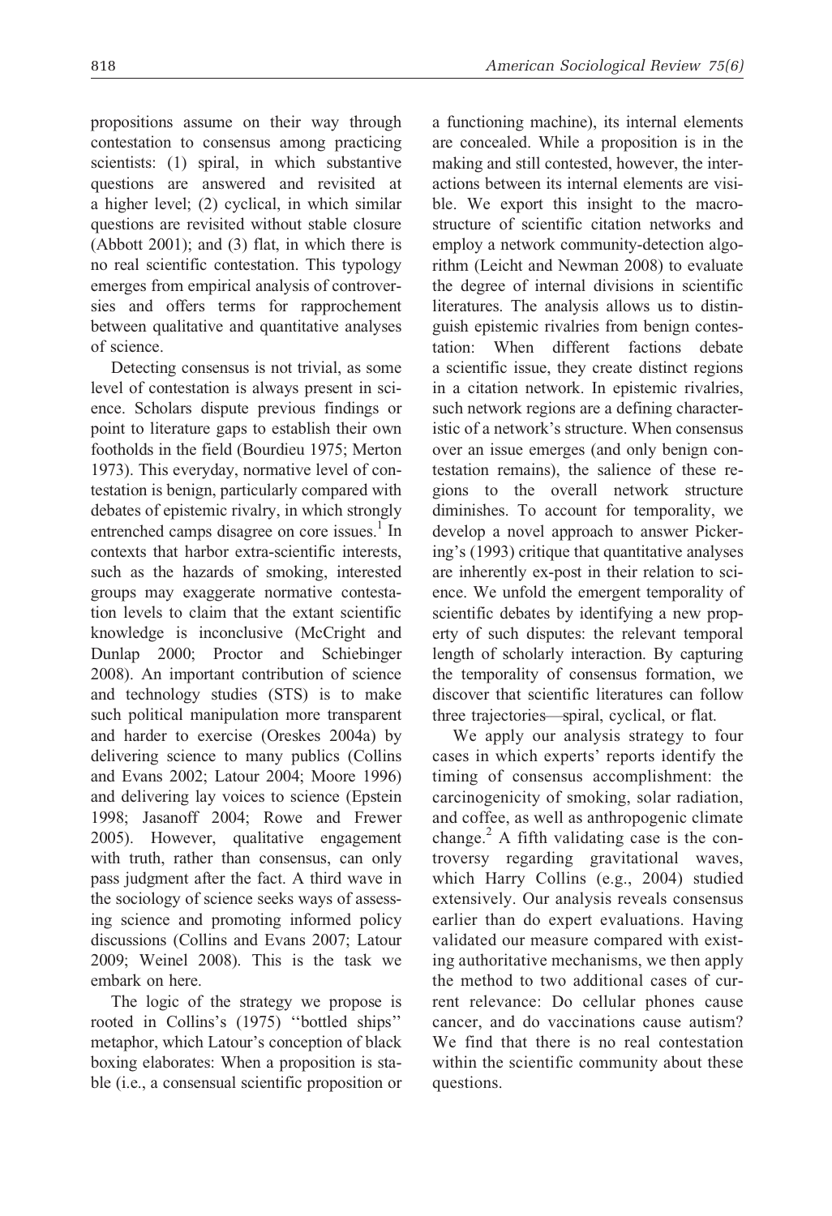propositions assume on their way through contestation to consensus among practicing scientists: (1) spiral, in which substantive questions are answered and revisited at a higher level; (2) cyclical, in which similar questions are revisited without stable closure (Abbott 2001); and (3) flat, in which there is no real scientific contestation. This typology emerges from empirical analysis of controversies and offers terms for rapprochement between qualitative and quantitative analyses of science.

Detecting consensus is not trivial, as some level of contestation is always present in science. Scholars dispute previous findings or point to literature gaps to establish their own footholds in the field (Bourdieu 1975; Merton 1973). This everyday, normative level of contestation is benign, particularly compared with debates of epistemic rivalry, in which strongly entrenched camps disagree on core issues.[1] In contexts that harbor extra-scientific interests, such as the hazards of smoking, interested groups may exaggerate normative contestation levels to claim that the extant scientific knowledge is inconclusive (McCright and Dunlap 2000; Proctor and Schiebinger 2008). An important contribution of science and technology studies (STS) is to make such political manipulation more transparent and harder to exercise (Oreskes 2004a) by delivering science to many publics (Collins and Evans 2002; Latour 2004; Moore 1996) and delivering lay voices to science (Epstein 1998; Jasanoff 2004; Rowe and Frewer 2005). However, qualitative engagement with truth, rather than consensus, can only pass judgment after the fact. A third wave in the sociology of science seeks ways of assessing science and promoting informed policy discussions (Collins and Evans 2007; Latour 2009; Weinel 2008). This is the task we embark on here.

The logic of the strategy we propose is rooted in Collins's (1975) "bottled ships" metaphor, which Latour's conception of black boxing elaborates: When a proposition is stable (i.e., a consensual scientific proposition or a functioning machine), its internal elements are concealed. While a proposition is in the making and still contested, however, the interactions between its internal elements are visible. We export this insight to the macrostructure of scientific citation networks and employ a network community-detection algorithm (Leicht and Newman 2008) to evaluate the degree of internal divisions in scientific literatures. The analysis allows us to distinguish epistemic rivalries from benign contestation: When different factions debate a scientific issue, they create distinct regions in a citation network. In epistemic rivalries, such network regions are a defining characteristic of a network's structure. When consensus over an issue emerges (and only benign contestation remains), the salience of these regions to the overall network structure diminishes. To account for temporality, we develop a novel approach to answer Pickering's (1993) critique that quantitative analyses are inherently ex-post in their relation to science. We unfold the emergent temporality of scientific debates by identifying a new property of such disputes: the relevant temporal length of scholarly interaction. By capturing the temporality of consensus formation, we discover that scientific literatures can follow three trajectories—spiral, cyclical, or flat.

We apply our analysis strategy to four cases in which experts' reports identify the timing of consensus accomplishment: the carcinogenicity of smoking, solar radiation, and coffee, as well as anthropogenic climate change.[2] A fifth validating case is the controversy regarding gravitational waves, which Harry Collins (e.g., 2004) studied extensively. Our analysis reveals consensus earlier than do expert evaluations. Having validated our measure compared with existing authoritative mechanisms, we then apply the method to two additional cases of current relevance: Do cellular phones cause cancer, and do vaccinations cause autism? We find that there is no real contestation within the scientific community about these questions.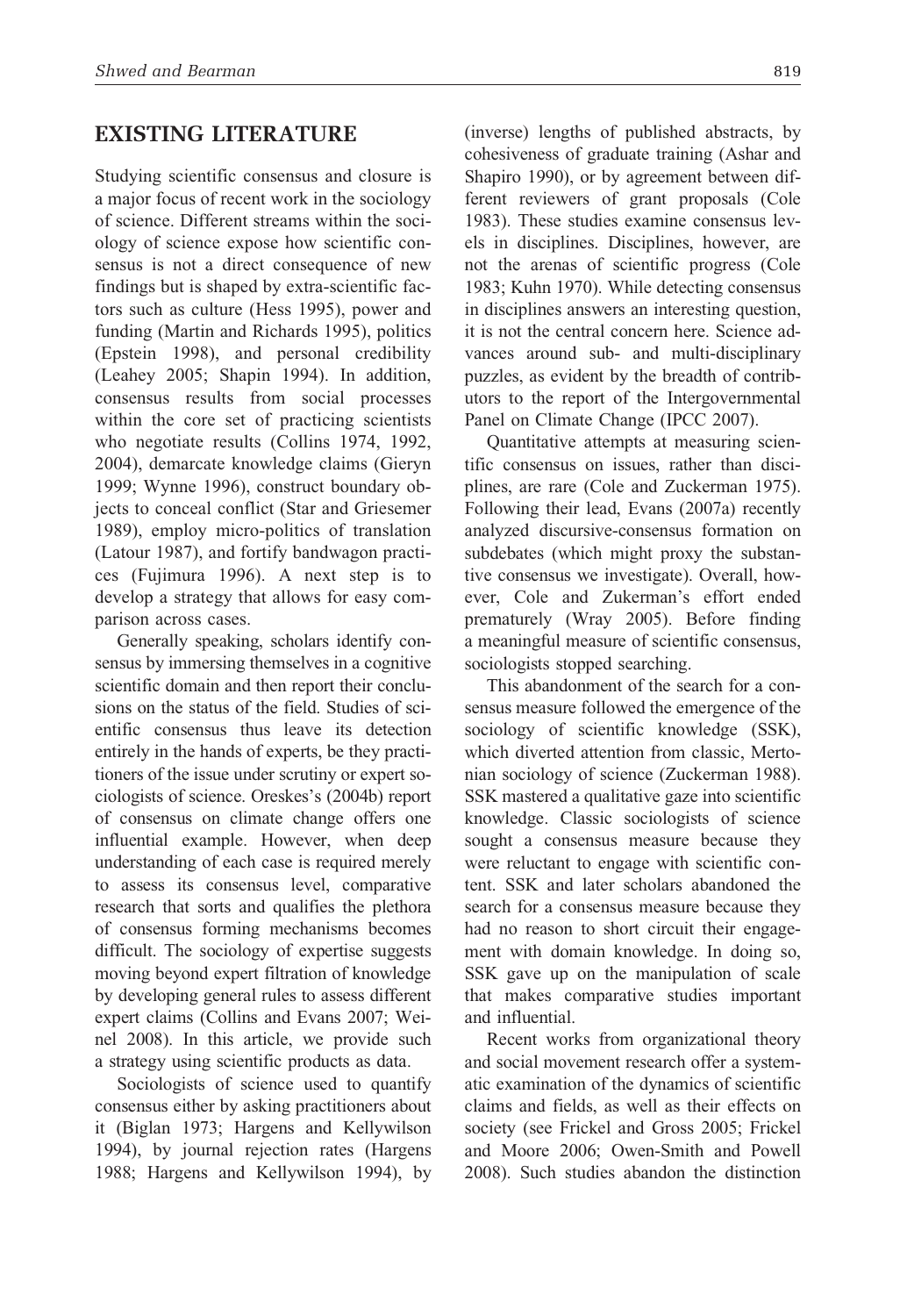## EXISTING LITERATURE

Studying scientific consensus and closure is a major focus of recent work in the sociology of science. Different streams within the sociology of science expose how scientific consensus is not a direct consequence of new findings but is shaped by extra-scientific factors such as culture (Hess 1995), power and funding (Martin and Richards 1995), politics (Epstein 1998), and personal credibility (Leahey 2005; Shapin 1994). In addition, consensus results from social processes within the core set of practicing scientists who negotiate results (Collins 1974, 1992, 2004), demarcate knowledge claims (Gieryn 1999; Wynne 1996), construct boundary objects to conceal conflict (Star and Griesemer 1989), employ micro-politics of translation (Latour 1987), and fortify bandwagon practices (Fujimura 1996). A next step is to develop a strategy that allows for easy comparison across cases.

Generally speaking, scholars identify consensus by immersing themselves in a cognitive scientific domain and then report their conclusions on the status of the field. Studies of scientific consensus thus leave its detection entirely in the hands of experts, be they practitioners of the issue under scrutiny or expert sociologists of science. Oreskes's (2004b) report of consensus on climate change offers one influential example. However, when deep understanding of each case is required merely to assess its consensus level, comparative research that sorts and qualifies the plethora of consensus forming mechanisms becomes difficult. The sociology of expertise suggests moving beyond expert filtration of knowledge by developing general rules to assess different expert claims (Collins and Evans 2007; Weinel 2008). In this article, we provide such a strategy using scientific products as data.

Sociologists of science used to quantify consensus either by asking practitioners about it (Biglan 1973; Hargens and Kellywilson 1994), by journal rejection rates (Hargens 1988; Hargens and Kellywilson 1994), by (inverse) lengths of published abstracts, by cohesiveness of graduate training (Ashar and Shapiro 1990), or by agreement between different reviewers of grant proposals (Cole 1983). These studies examine consensus levels in disciplines. Disciplines, however, are not the arenas of scientific progress (Cole 1983; Kuhn 1970). While detecting consensus in disciplines answers an interesting question, it is not the central concern here. Science advances around sub- and multi-disciplinary puzzles, as evident by the breadth of contributors to the report of the Intergovernmental Panel on Climate Change (IPCC 2007).

Quantitative attempts at measuring scientific consensus on issues, rather than disciplines, are rare (Cole and Zuckerman 1975). Following their lead, Evans (2007a) recently analyzed discursive-consensus formation on subdebates (which might proxy the substantive consensus we investigate). Overall, however, Cole and Zukerman's effort ended prematurely (Wray 2005). Before finding a meaningful measure of scientific consensus, sociologists stopped searching.

This abandonment of the search for a consensus measure followed the emergence of the sociology of scientific knowledge (SSK), which diverted attention from classic, Mertonian sociology of science (Zuckerman 1988). SSK mastered a qualitative gaze into scientific knowledge. Classic sociologists of science sought a consensus measure because they were reluctant to engage with scientific content. SSK and later scholars abandoned the search for a consensus measure because they had no reason to short circuit their engagement with domain knowledge. In doing so, SSK gave up on the manipulation of scale that makes comparative studies important and influential.

Recent works from organizational theory and social movement research offer a systematic examination of the dynamics of scientific claims and fields, as well as their effects on society (see Frickel and Gross 2005; Frickel and Moore 2006; Owen-Smith and Powell 2008). Such studies abandon the distinction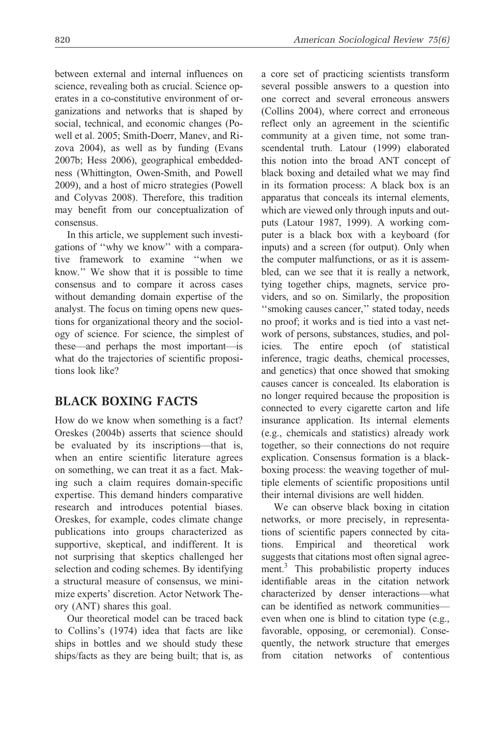between external and internal influences on science, revealing both as crucial. Science operates in a co-constitutive environment of organizations and networks that is shaped by social, technical, and economic changes (Powell et al. 2005; Smith-Doerr, Manev, and Rizova 2004), as well as by funding (Evans 2007b; Hess 2006), geographical embeddedness (Whittington, Owen-Smith, and Powell 2009), and a host of micro strategies (Powell and Colyvas 2008). Therefore, this tradition may benefit from our conceptualization of consensus.

In this article, we supplement such investigations of ''why we know'' with a comparative framework to examine ''when we know.'' We show that it is possible to time consensus and to compare it across cases without demanding domain expertise of the analyst. The focus on timing opens new questions for organizational theory and the sociology of science. For science, the simplest of these—and perhaps the most important—is what do the trajectories of scientific propositions look like?

## BLACK BOXING FACTS

How do we know when something is a fact? Oreskes (2004b) asserts that science should be evaluated by its inscriptions—that is, when an entire scientific literature agrees on something, we can treat it as a fact. Making such a claim requires domain-specific expertise. This demand hinders comparative research and introduces potential biases. Oreskes, for example, codes climate change publications into groups characterized as supportive, skeptical, and indifferent. It is not surprising that skeptics challenged her selection and coding schemes. By identifying a structural measure of consensus, we minimize experts' discretion. Actor Network Theory (ANT) shares this goal.

Our theoretical model can be traced back to Collins's (1974) idea that facts are like ships in bottles and we should study these ships/facts as they are being built; that is, as a core set of practicing scientists transform several possible answers to a question into one correct and several erroneous answers (Collins 2004), where correct and erroneous reflect only an agreement in the scientific community at a given time, not some transcendental truth. Latour (1999) elaborated this notion into the broad ANT concept of black boxing and detailed what we may find in its formation process: A black box is an apparatus that conceals its internal elements, which are viewed only through inputs and outputs (Latour 1987, 1999). A working computer is a black box with a keyboard (for inputs) and a screen (for output). Only when the computer malfunctions, or as it is assembled, can we see that it is really a network, tying together chips, magnets, service providers, and so on. Similarly, the proposition ''smoking causes cancer,'' stated today, needs no proof; it works and is tied into a vast network of persons, substances, studies, and policies. The entire epoch (of statistical inference, tragic deaths, chemical processes, and genetics) that once showed that smoking causes cancer is concealed. Its elaboration is no longer required because the proposition is connected to every cigarette carton and life insurance application. Its internal elements (e.g., chemicals and statistics) already work together, so their connections do not require explication. Consensus formation is a black-boxing process: the weaving together of multiple elements of scientific propositions until their internal divisions are well hidden.

We can observe black boxing in citation networks, or more precisely, in representations of scientific papers connected by citations. Empirical and theoretical work suggests that citations most often signal agreement.[3] This probabilistic property induces identifiable areas in the citation network characterized by denser interactions—what can be identified as network communities—even when one is blind to citation type (e.g., favorable, opposing, or ceremonial). Consequently, the network structure that emerges from citation networks of contentious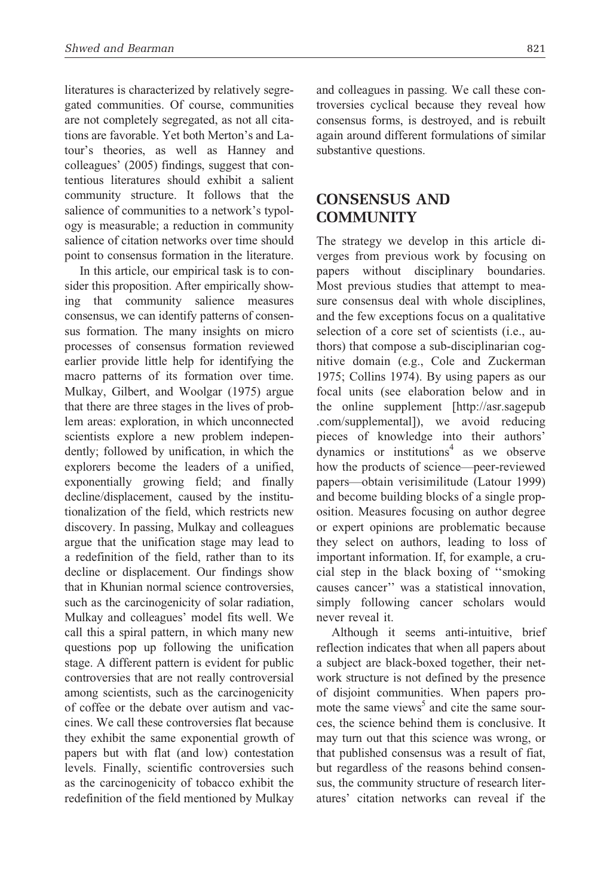literatures is characterized by relatively segregated communities. Of course, communities are not completely segregated, as not all citations are favorable. Yet both Merton's and Latour's theories, as well as Hanney and colleagues' (2005) findings, suggest that contentious literatures should exhibit a salient community structure. It follows that the salience of communities to a network's typology is measurable; a reduction in community salience of citation networks over time should point to consensus formation in the literature.

In this article, our empirical task is to consider this proposition. After empirically showing that community salience measures consensus, we can identify patterns of consensus formation. The many insights on micro processes of consensus formation reviewed earlier provide little help for identifying the macro patterns of its formation over time. Mulkay, Gilbert, and Woolgar (1975) argue that there are three stages in the lives of problem areas: exploration, in which unconnected scientists explore a new problem independently; followed by unification, in which the explorers become the leaders of a unified, exponentially growing field; and finally decline/displacement, caused by the institutionalization of the field, which restricts new discovery. In passing, Mulkay and colleagues argue that the unification stage may lead to a redefinition of the field, rather than to its decline or displacement. Our findings show that in Khunian normal science controversies, such as the carcinogenicity of solar radiation, Mulkay and colleagues' model fits well. We call this a spiral pattern, in which many new questions pop up following the unification stage. A different pattern is evident for public controversies that are not really controversial among scientists, such as the carcinogenicity of coffee or the debate over autism and vaccines. We call these controversies flat because they exhibit the same exponential growth of papers but with flat (and low) contestation levels. Finally, scientific controversies such as the carcinogenicity of tobacco exhibit the redefinition of the field mentioned by Mulkay and colleagues in passing. We call these controversies cyclical because they reveal how consensus forms, is destroyed, and is rebuilt again around different formulations of similar substantive questions.

## CONSENSUS AND COMMUNITY

The strategy we develop in this article diverges from previous work by focusing on papers without disciplinary boundaries. Most previous studies that attempt to measure consensus deal with whole disciplines, and the few exceptions focus on a qualitative selection of a core set of scientists (i.e., authors) that compose a sub-disciplinarian cognitive domain (e.g., Cole and Zuckerman 1975; Collins 1974). By using papers as our focal units (see elaboration below and in the online supplement [http://asr.sagepub.com/supplemental]), we avoid reducing pieces of knowledge into their authors' dynamics or institutions[4] as we observe how the products of science—peer-reviewed papers—obtain verisimilitude (Latour 1999) and become building blocks of a single proposition. Measures focusing on author degree or expert opinions are problematic because they select on authors, leading to loss of important information. If, for example, a crucial step in the black boxing of ''smoking causes cancer'' was a statistical innovation, simply following cancer scholars would never reveal it.

Although it seems anti-intuitive, brief reflection indicates that when all papers about a subject are black-boxed together, their network structure is not defined by the presence of disjoint communities. When papers promote the same views[5] and cite the same sources, the science behind them is conclusive. It may turn out that this science was wrong, or that published consensus was a result of fiat, but regardless of the reasons behind consensus, the community structure of research literatures' citation networks can reveal if the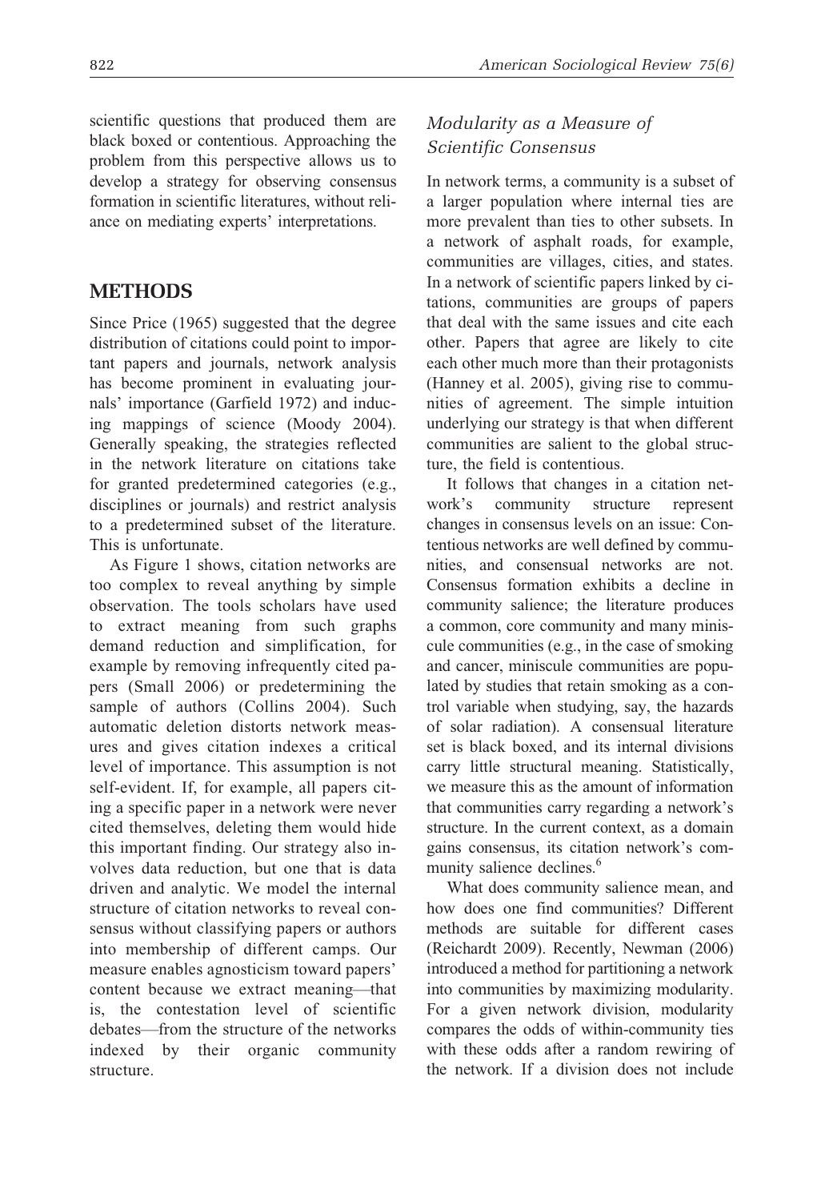scientific questions that produced them are black boxed or contentious. Approaching the problem from this perspective allows us to develop a strategy for observing consensus formation in scientific literatures, without reliance on mediating experts' interpretations.

## METHODS

Since Price (1965) suggested that the degree distribution of citations could point to important papers and journals, network analysis has become prominent in evaluating journals' importance (Garfield 1972) and inducing mappings of science (Moody 2004). Generally speaking, the strategies reflected in the network literature on citations take for granted predetermined categories (e.g., disciplines or journals) and restrict analysis to a predetermined subset of the literature. This is unfortunate.

As Figure 1 shows, citation networks are too complex to reveal anything by simple observation. The tools scholars have used to extract meaning from such graphs demand reduction and simplification, for example by removing infrequently cited papers (Small 2006) or predetermining the sample of authors (Collins 2004). Such automatic deletion distorts network measures and gives citation indexes a critical level of importance. This assumption is not self-evident. If, for example, all papers citing a specific paper in a network were never cited themselves, deleting them would hide this important finding. Our strategy also involves data reduction, but one that is data driven and analytic. We model the internal structure of citation networks to reveal consensus without classifying papers or authors into membership of different camps. Our measure enables agnosticism toward papers' content because we extract meaning—that is, the contestation level of scientific debates—from the structure of the networks indexed by their organic community structure.

### *Modularity as a Measure of Scientific Consensus*

In network terms, a community is a subset of a larger population where internal ties are more prevalent than ties to other subsets. In a network of asphalt roads, for example, communities are villages, cities, and states. In a network of scientific papers linked by citations, communities are groups of papers that deal with the same issues and cite each other. Papers that agree are likely to cite each other much more than their protagonists (Hanney et al. 2005), giving rise to communities of agreement. The simple intuition underlying our strategy is that when different communities are salient to the global structure, the field is contentious.

It follows that changes in a citation network's community structure represent changes in consensus levels on an issue: Contentious networks are well defined by communities, and consensual networks are not. Consensus formation exhibits a decline in community salience; the literature produces a common, core community and many miniscule communities (e.g., in the case of smoking and cancer, miniscule communities are populated by studies that retain smoking as a control variable when studying, say, the hazards of solar radiation). A consensual literature set is black boxed, and its internal divisions carry little structural meaning. Statistically, we measure this as the amount of information that communities carry regarding a network's structure. In the current context, as a domain gains consensus, its citation network's community salience declines.[6]

What does community salience mean, and how does one find communities? Different methods are suitable for different cases (Reichardt 2009). Recently, Newman (2006) introduced a method for partitioning a network into communities by maximizing modularity. For a given network division, modularity compares the odds of within-community ties with these odds after a random rewiring of the network. If a division does not include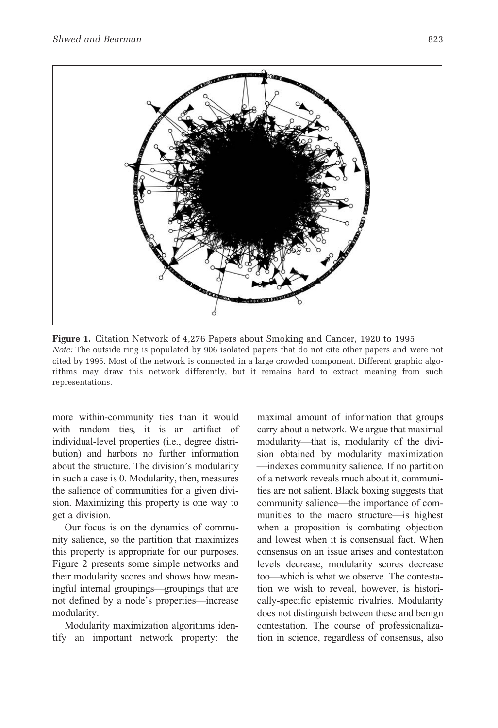**Figure 1.** Citation Network of 4,276 Papers about Smoking and Cancer, 1920 to 1995
*Note:* The outside ring is populated by 906 isolated papers that do not cite other papers and were not cited by 1995. Most of the network is connected in a large crowded component. Different graphic algorithms may draw this network differently, but it remains hard to extract meaning from such representations.

more within-community ties than it would with random ties, it is an artifact of individual-level properties (i.e., degree distribution) and harbors no further information about the structure. The division's modularity in such a case is 0. Modularity, then, measures the salience of communities for a given division. Maximizing this property is one way to get a division.

Our focus is on the dynamics of community salience, so the partition that maximizes this property is appropriate for our purposes. Figure 2 presents some simple networks and their modularity scores and shows how meaningful internal groupings—groupings that are not defined by a node's properties—increase modularity.

Modularity maximization algorithms identify an important network property: the maximal amount of information that groups carry about a network. We argue that maximal modularity—that is, modularity of the division obtained by modularity maximization—indexes community salience. If no partition of a network reveals much about it, communities are not salient. Black boxing suggests that community salience—the importance of communities to the macro structure—is highest when a proposition is combating objection and lowest when it is consensual fact. When consensus on an issue arises and contestation levels decrease, modularity scores decrease too—which is what we observe. The contestation we wish to reveal, however, is historically-specific epistemic rivalries. Modularity does not distinguish between these and benign contestation. The course of professionalization in science, regardless of consensus, also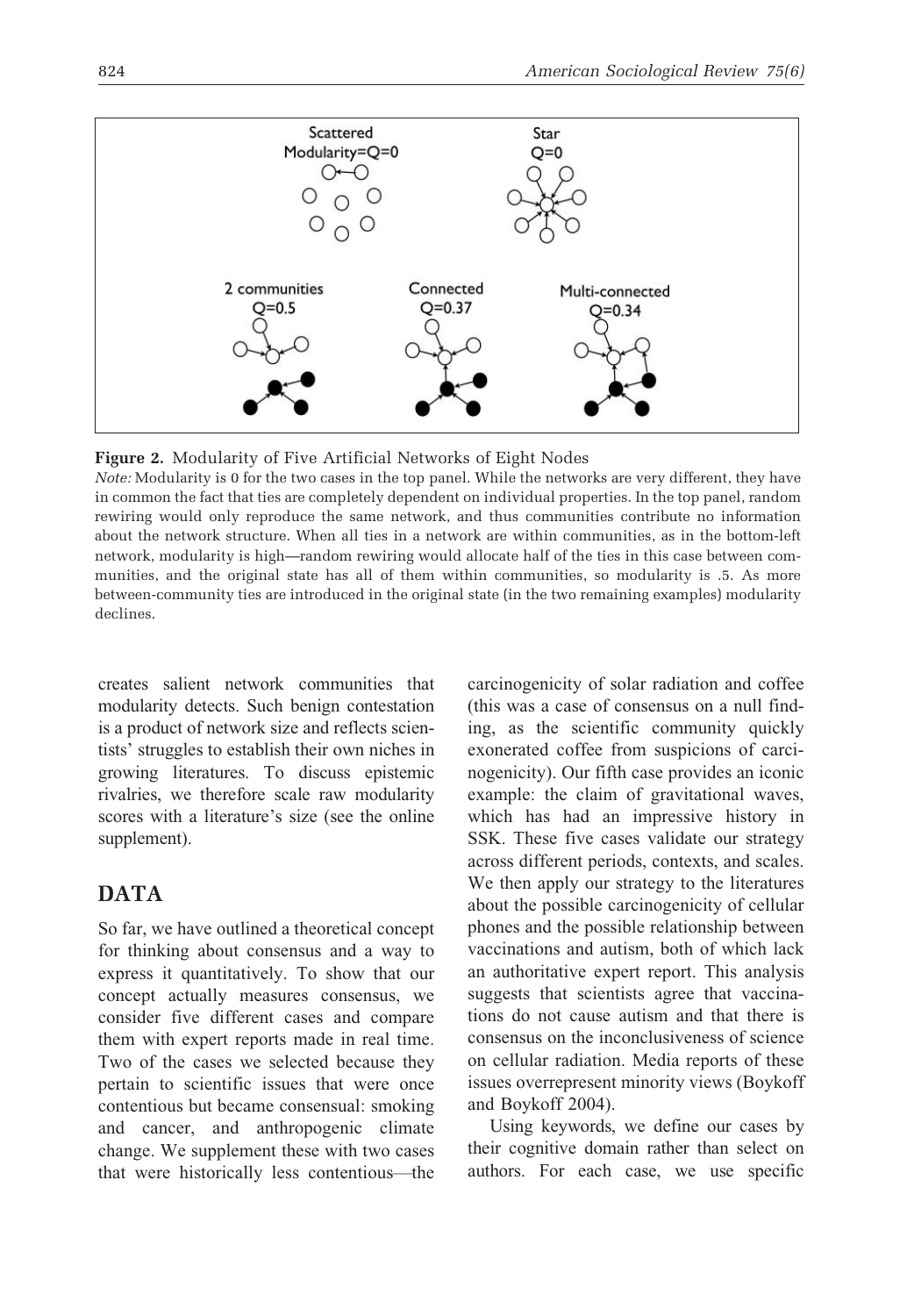Scattered
Modularity=Q=0

Star
Q=0

2 communities
Q=0.5

Connected
Q=0.37

Multi-connected
Q=0.34

**Figure 2.** Modularity of Five Artificial Networks of Eight Nodes

*Note:* Modularity is 0 for the two cases in the top panel. While the networks are very different, they have in common the fact that ties are completely dependent on individual properties. In the top panel, random rewiring would only reproduce the same network, and thus communities contribute no information about the network structure. When all ties in a network are within communities, as in the bottom-left network, modularity is high—random rewiring would allocate half of the ties in this case between communities, and the original state has all of them within communities, so modularity is .5. As more between-community ties are introduced in the original state (in the two remaining examples) modularity declines.

creates salient network communities that modularity detects. Such benign contestation is a product of network size and reflects scientists' struggles to establish their own niches in growing literatures. To discuss epistemic rivalries, we therefore scale raw modularity scores with a literature's size (see the online supplement).

## DATA

So far, we have outlined a theoretical concept for thinking about consensus and a way to express it quantitatively. To show that our concept actually measures consensus, we consider five different cases and compare them with expert reports made in real time. Two of the cases we selected because they pertain to scientific issues that were once contentious but became consensual: smoking and cancer, and anthropogenic climate change. We supplement these with two cases that were historically less contentious—the carcinogenicity of solar radiation and coffee (this was a case of consensus on a null finding, as the scientific community quickly exonerated coffee from suspicions of carcinogenicity). Our fifth case provides an iconic example: the claim of gravitational waves, which has had an impressive history in SSK. These five cases validate our strategy across different periods, contexts, and scales. We then apply our strategy to the literatures about the possible carcinogenicity of cellular phones and the possible relationship between vaccinations and autism, both of which lack an authoritative expert report. This analysis suggests that scientists agree that vaccinations do not cause autism and that there is consensus on the inconclusiveness of science on cellular radiation. Media reports of these issues overrepresent minority views (Boykoff and Boykoff 2004).

Using keywords, we define our cases by their cognitive domain rather than select on authors. For each case, we use specific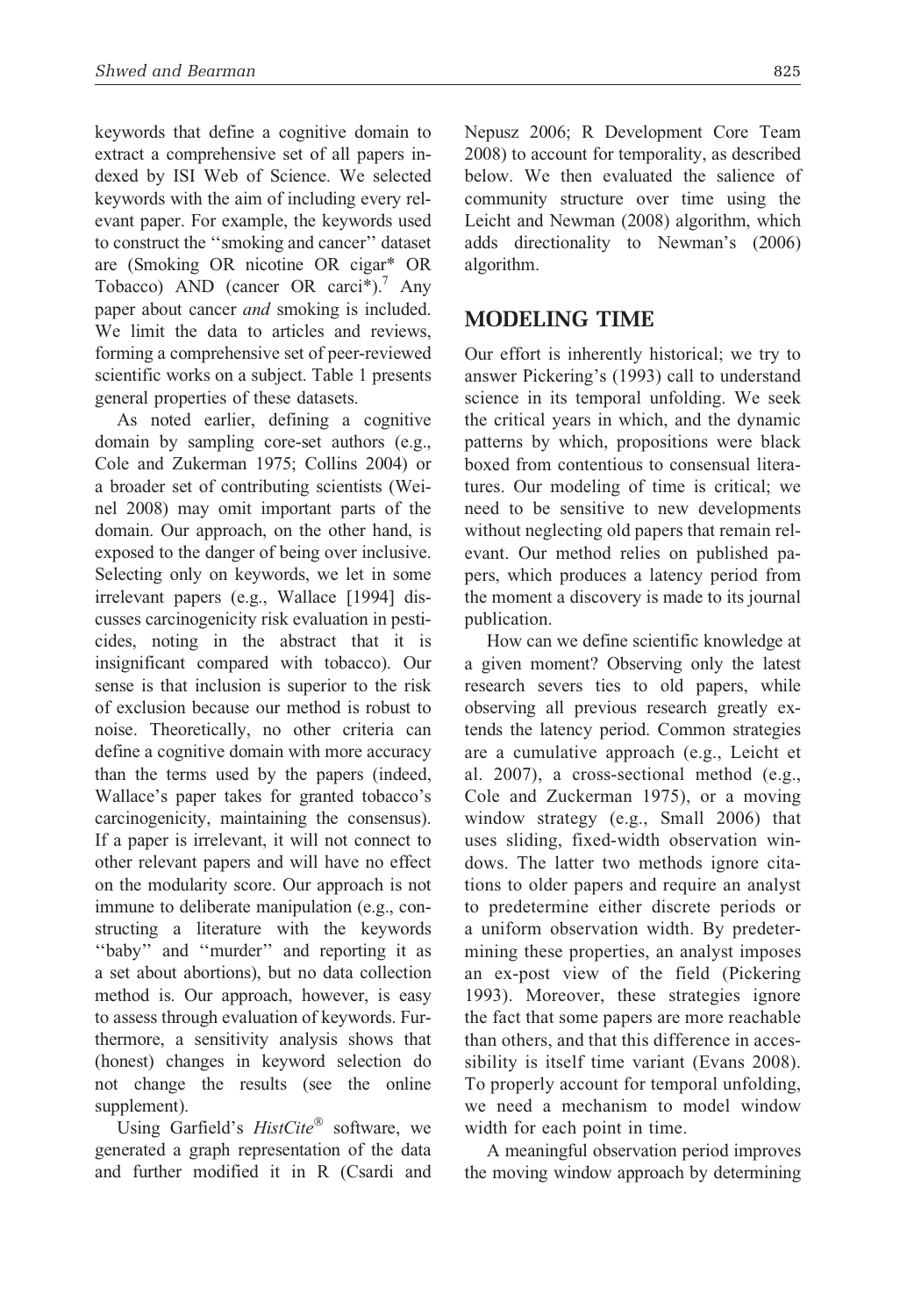keywords that define a cognitive domain to extract a comprehensive set of all papers indexed by ISI Web of Science. We selected keywords with the aim of including every relevant paper. For example, the keywords used to construct the ''smoking and cancer'' dataset are (Smoking OR nicotine OR cigar* OR Tobacco) AND (cancer OR carci*).[7] Any paper about cancer *and* smoking is included. We limit the data to articles and reviews, forming a comprehensive set of peer-reviewed scientific works on a subject. Table 1 presents general properties of these datasets.

As noted earlier, defining a cognitive domain by sampling core-set authors (e.g., Cole and Zukerman 1975; Collins 2004) or a broader set of contributing scientists (Weinel 2008) may omit important parts of the domain. Our approach, on the other hand, is exposed to the danger of being over inclusive. Selecting only on keywords, we let in some irrelevant papers (e.g., Wallace [1994] discusses carcinogenicity risk evaluation in pesticides, noting in the abstract that it is insignificant compared with tobacco). Our sense is that inclusion is superior to the risk of exclusion because our method is robust to noise. Theoretically, no other criteria can define a cognitive domain with more accuracy than the terms used by the papers (indeed, Wallace's paper takes for granted tobacco's carcinogenicity, maintaining the consensus). If a paper is irrelevant, it will not connect to other relevant papers and will have no effect on the modularity score. Our approach is not immune to deliberate manipulation (e.g., constructing a literature with the keywords ''baby'' and ''murder'' and reporting it as a set about abortions), but no data collection method is. Our approach, however, is easy to assess through evaluation of keywords. Furthermore, a sensitivity analysis shows that (honest) changes in keyword selection do not change the results (see the online supplement).

Using Garfield's *HistCite*® software, we generated a graph representation of the data and further modified it in R (Csardi and Nepusz 2006; R Development Core Team 2008) to account for temporality, as described below. We then evaluated the salience of community structure over time using the Leicht and Newman (2008) algorithm, which adds directionality to Newman's (2006) algorithm.

## MODELING TIME

Our effort is inherently historical; we try to answer Pickering's (1993) call to understand science in its temporal unfolding. We seek the critical years in which, and the dynamic patterns by which, propositions were black boxed from contentious to consensual literatures. Our modeling of time is critical; we need to be sensitive to new developments without neglecting old papers that remain relevant. Our method relies on published papers, which produces a latency period from the moment a discovery is made to its journal publication.

How can we define scientific knowledge at a given moment? Observing only the latest research severs ties to old papers, while observing all previous research greatly extends the latency period. Common strategies are a cumulative approach (e.g., Leicht et al. 2007), a cross-sectional method (e.g., Cole and Zuckerman 1975), or a moving window strategy (e.g., Small 2006) that uses sliding, fixed-width observation windows. The latter two methods ignore citations to older papers and require an analyst to predetermine either discrete periods or a uniform observation width. By predetermining these properties, an analyst imposes an ex-post view of the field (Pickering 1993). Moreover, these strategies ignore the fact that some papers are more reachable than others, and that this difference in accessibility is itself time variant (Evans 2008). To properly account for temporal unfolding, we need a mechanism to model window width for each point in time.

A meaningful observation period improves the moving window approach by determining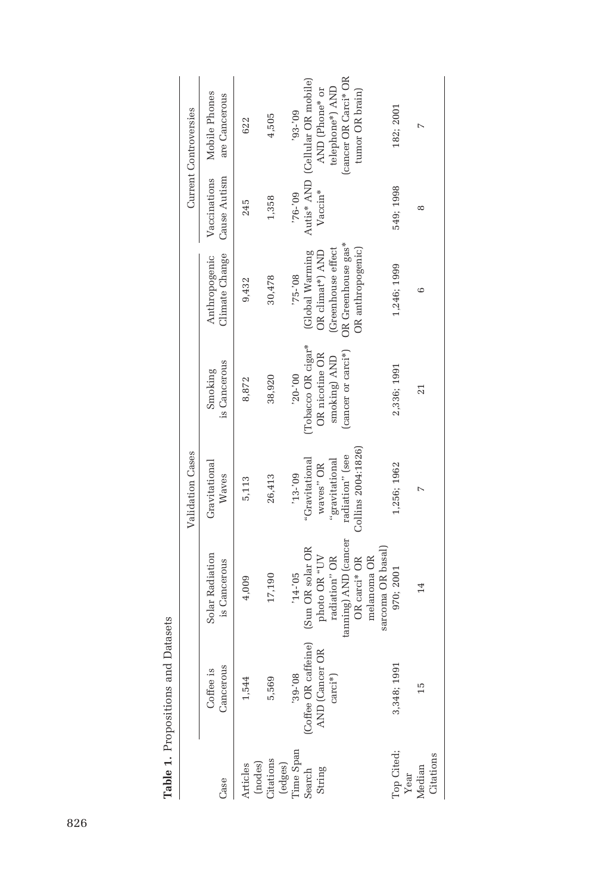**Table 1.** Propositions and Datasets

| | Validation Cases | | | | | Current Controversies | |
|---|---|---|---|---|---|---|---|
| Case | Coffee is Cancerous | Solar Radiation is Cancerous | Gravitational Waves | Smoking is Cancerous | Anthropogenic Climate Change | Vaccinations Cause Autism | Mobile Phones are Cancerous |
| Articles (nodes) | 1,544 | 4,009 | 5,113 | 8,872 | 9,432 | 245 | 622 |
| Citations (edges) | 5,569 | 17,190 | 26,413 | 38,920 | 30,478 | 1,358 | 4,505 |
| Time Span | '39-'08 | '14-'05 | '13-'09 | '20-'00 | '75-'08 | '76-'09 | '93-'09 |
| Search String | (Coffee OR caffeine) AND (Cancer OR carci*) | (Sun OR solar OR photo OR "UV radiation" OR tanning) AND (cancer OR carci* OR melanoma OR sarcoma OR basal) | "Gravitational waves" OR "gravitational radiation" (see Collins 2004:1826) | (Tobacco OR cigar* OR nicotine OR smoking) AND (cancer or carci*) | (Global Warming OR climat*) AND (Greenhouse effect OR Greenhouse gas* OR anthropogenic) | Autis* AND Vaccin* | (Cellular OR mobile) AND (Phone* or telephone*) AND (cancer OR Carci* OR tumor OR brain) |
| Top Cited; Year | 3,348; 1991 | 970; 2001 | 1,256; 1962 | 2,336; 1991 | 1,246; 1999 | 549; 1998 | 182; 2001 |
| Median Citations | 15 | 14 | 7 | 21 | 6 | 8 | 7 |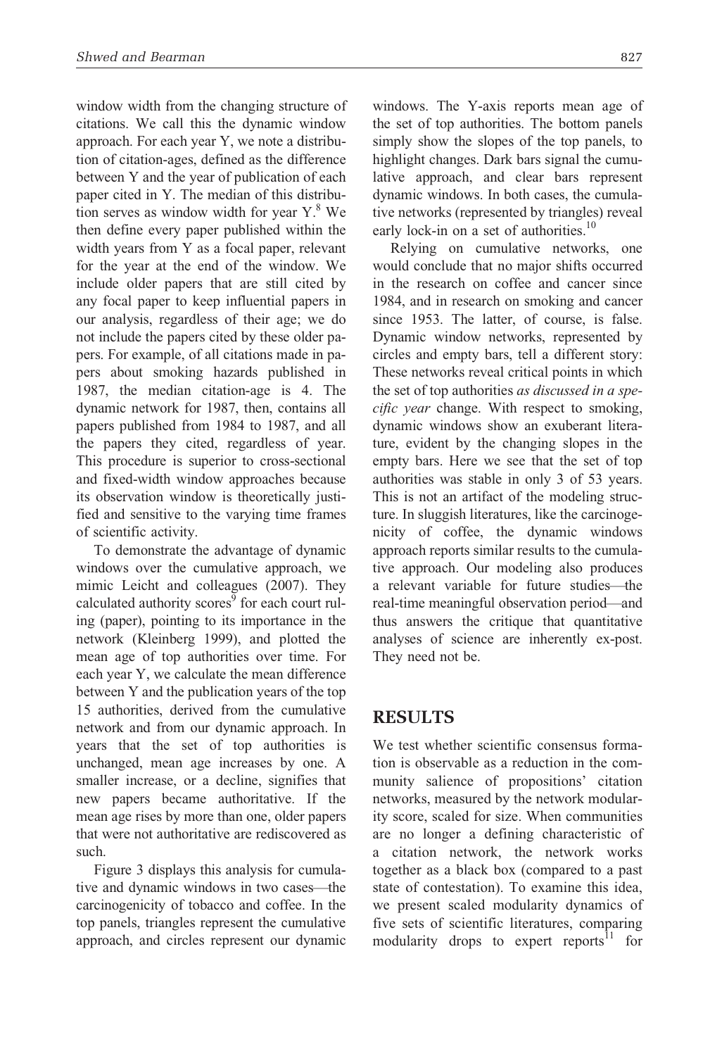window width from the changing structure of citations. We call this the dynamic window approach. For each year Y, we note a distribution of citation-ages, defined as the difference between Y and the year of publication of each paper cited in Y. The median of this distribution serves as window width for year Y.[8] We then define every paper published within the width years from Y as a focal paper, relevant for the year at the end of the window. We include older papers that are still cited by any focal paper to keep influential papers in our analysis, regardless of their age; we do not include the papers cited by these older papers. For example, of all citations made in papers about smoking hazards published in 1987, the median citation-age is 4. The dynamic network for 1987, then, contains all papers published from 1984 to 1987, and all the papers they cited, regardless of year. This procedure is superior to cross-sectional and fixed-width window approaches because its observation window is theoretically justified and sensitive to the varying time frames of scientific activity.

To demonstrate the advantage of dynamic windows over the cumulative approach, we mimic Leicht and colleagues (2007). They calculated authority scores[9] for each court ruling (paper), pointing to its importance in the network (Kleinberg 1999), and plotted the mean age of top authorities over time. For each year Y, we calculate the mean difference between Y and the publication years of the top 15 authorities, derived from the cumulative network and from our dynamic approach. In years that the set of top authorities is unchanged, mean age increases by one. A smaller increase, or a decline, signifies that new papers became authoritative. If the mean age rises by more than one, older papers that were not authoritative are rediscovered as such.

Figure 3 displays this analysis for cumulative and dynamic windows in two cases—the carcinogenicity of tobacco and coffee. In the top panels, triangles represent the cumulative approach, and circles represent our dynamic windows. The Y-axis reports mean age of the set of top authorities. The bottom panels simply show the slopes of the top panels, to highlight changes. Dark bars signal the cumulative approach, and clear bars represent dynamic windows. In both cases, the cumulative networks (represented by triangles) reveal early lock-in on a set of authorities.[10]

Relying on cumulative networks, one would conclude that no major shifts occurred in the research on coffee and cancer since 1984, and in research on smoking and cancer since 1953. The latter, of course, is false. Dynamic window networks, represented by circles and empty bars, tell a different story: These networks reveal critical points in which the set of top authorities *as discussed in a specific year* change. With respect to smoking, dynamic windows show an exuberant literature, evident by the changing slopes in the empty bars. Here we see that the set of top authorities was stable in only 3 of 53 years. This is not an artifact of the modeling structure. In sluggish literatures, like the carcinogenicity of coffee, the dynamic windows approach reports similar results to the cumulative approach. Our modeling also produces a relevant variable for future studies—the real-time meaningful observation period—and thus answers the critique that quantitative analyses of science are inherently ex-post. They need not be.

## RESULTS

We test whether scientific consensus formation is observable as a reduction in the community salience of propositions' citation networks, measured by the network modularity score, scaled for size. When communities are no longer a defining characteristic of a citation network, the network works together as a black box (compared to a past state of contestation). To examine this idea, we present scaled modularity dynamics of five sets of scientific literatures, comparing modularity drops to expert reports[11] for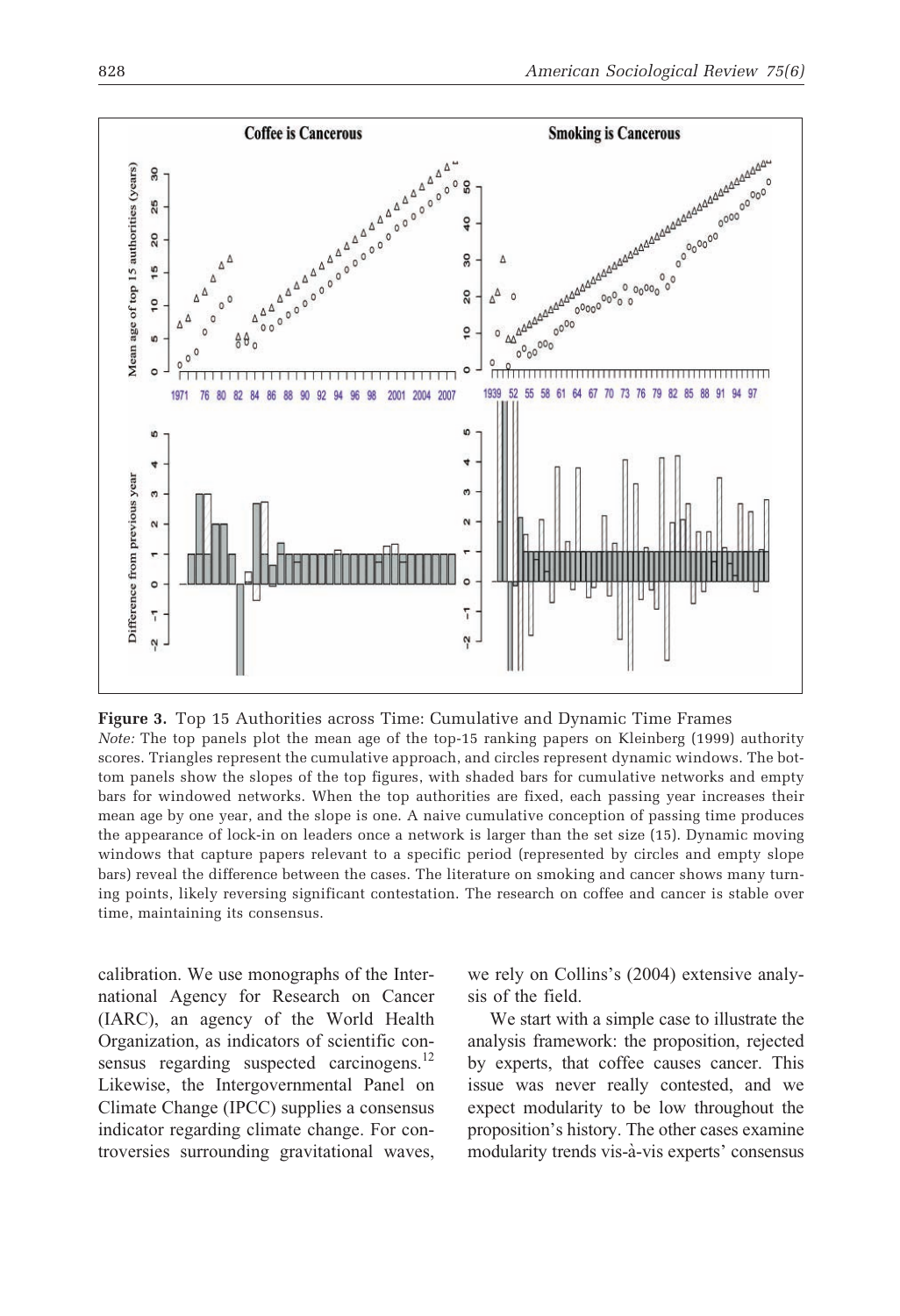Coffee is Cancerous

Smoking is Cancerous

Mean age of top 15 authorities (years)

0 5 10 15 20 25 30

1971 76 80 82 84 86 88 90 92 94 96 98 2001 2004 2007

0 10 20 30 40 50

1939 52 55 58 61 64 67 70 73 76 79 82 85 88 91 94 97

Difference from previous year

-2 -1 0 1 2 3 4 5

-2 -1 0 1 2 3 4 5

**Figure 3.** Top 15 Authorities across Time: Cumulative and Dynamic Time Frames

*Note:* The top panels plot the mean age of the top-15 ranking papers on Kleinberg (1999) authority scores. Triangles represent the cumulative approach, and circles represent dynamic windows. The bottom panels show the slopes of the top figures, with shaded bars for cumulative networks and empty bars for windowed networks. When the top authorities are fixed, each passing year increases their mean age by one year, and the slope is one. A naive cumulative conception of passing time produces the appearance of lock-in on leaders once a network is larger than the set size (15). Dynamic moving windows that capture papers relevant to a specific period (represented by circles and empty slope bars) reveal the difference between the cases. The literature on smoking and cancer shows many turning points, likely reversing significant contestation. The research on coffee and cancer is stable over time, maintaining its consensus.

calibration. We use monographs of the International Agency for Research on Cancer (IARC), an agency of the World Health Organization, as indicators of scientific consensus regarding suspected carcinogens.[12] Likewise, the Intergovernmental Panel on Climate Change (IPCC) supplies a consensus indicator regarding climate change. For controversies surrounding gravitational waves, we rely on Collins's (2004) extensive analysis of the field.

We start with a simple case to illustrate the analysis framework: the proposition, rejected by experts, that coffee causes cancer. This issue was never really contested, and we expect modularity to be low throughout the proposition's history. The other cases examine modularity trends vis-à-vis experts' consensus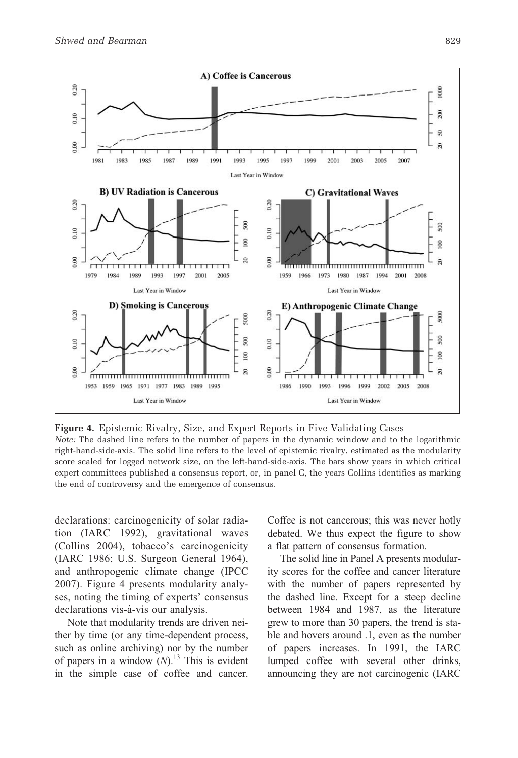**Figure 4.** Epistemic Rivalry, Size, and Expert Reports in Five Validating Cases

*Note:* The dashed line refers to the number of papers in the dynamic window and to the logarithmic right-hand-side-axis. The solid line refers to the level of epistemic rivalry, estimated as the modularity score scaled for logged network size, on the left-hand-side-axis. The bars show years in which critical expert committees published a consensus report, or, in panel C, the years Collins identifies as marking the end of controversy and the emergence of consensus.

declarations: carcinogenicity of solar radiation (IARC 1992), gravitational waves (Collins 2004), tobacco's carcinogenicity (IARC 1986; U.S. Surgeon General 1964), and anthropogenic climate change (IPCC 2007). Figure 4 presents modularity analyses, noting the timing of experts' consensus declarations vis-à-vis our analysis.

Note that modularity trends are driven neither by time (or any time-dependent process, such as online archiving) nor by the number of papers in a window ($N$).[13] This is evident in the simple case of coffee and cancer. Coffee is not cancerous; this was never hotly debated. We thus expect the figure to show a flat pattern of consensus formation.

The solid line in Panel A presents modularity scores for the coffee and cancer literature with the number of papers represented by the dashed line. Except for a steep decline between 1984 and 1987, as the literature grew to more than 30 papers, the trend is stable and hovers around .1, even as the number of papers increases. In 1991, the IARC lumped coffee with several other drinks, announcing they are not carcinogenic (IARC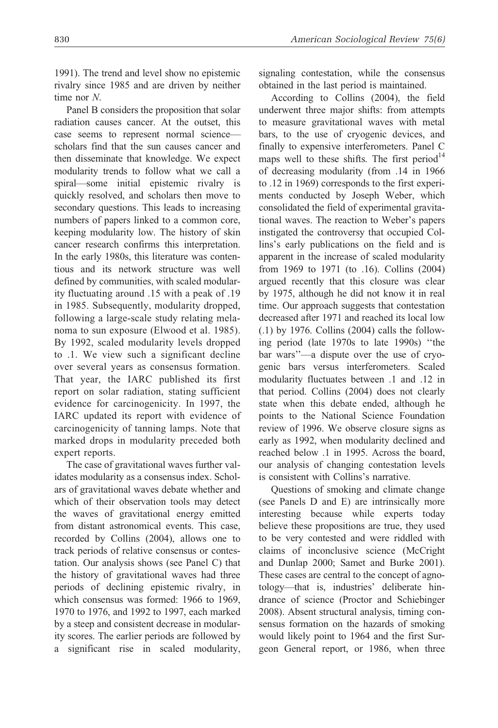1991). The trend and level show no epistemic rivalry since 1985 and are driven by neither time nor *N*.

Panel B considers the proposition that solar radiation causes cancer. At the outset, this case seems to represent normal science—scholars find that the sun causes cancer and then disseminate that knowledge. We expect modularity trends to follow what we call a spiral—some initial epistemic rivalry is quickly resolved, and scholars then move to secondary questions. This leads to increasing numbers of papers linked to a common core, keeping modularity low. The history of skin cancer research confirms this interpretation. In the early 1980s, this literature was contentious and its network structure was well defined by communities, with scaled modularity fluctuating around .15 with a peak of .19 in 1985. Subsequently, modularity dropped, following a large-scale study relating melanoma to sun exposure (Elwood et al. 1985). By 1992, scaled modularity levels dropped to .1. We view such a significant decline over several years as consensus formation. That year, the IARC published its first report on solar radiation, stating sufficient evidence for carcinogenicity. In 1997, the IARC updated its report with evidence of carcinogenicity of tanning lamps. Note that marked drops in modularity preceded both expert reports.

The case of gravitational waves further validates modularity as a consensus index. Scholars of gravitational waves debate whether and which of their observation tools may detect the waves of gravitational energy emitted from distant astronomical events. This case, recorded by Collins (2004), allows one to track periods of relative consensus or contestation. Our analysis shows (see Panel C) that the history of gravitational waves had three periods of declining epistemic rivalry, in which consensus was formed: 1966 to 1969, 1970 to 1976, and 1992 to 1997, each marked by a steep and consistent decrease in modularity scores. The earlier periods are followed by a significant rise in scaled modularity, signaling contestation, while the consensus obtained in the last period is maintained.

According to Collins (2004), the field underwent three major shifts: from attempts to measure gravitational waves with metal bars, to the use of cryogenic devices, and finally to expensive interferometers. Panel C maps well to these shifts. The first period[14] of decreasing modularity (from .14 in 1966 to .12 in 1969) corresponds to the first experiments conducted by Joseph Weber, which consolidated the field of experimental gravitational waves. The reaction to Weber's papers instigated the controversy that occupied Collins's early publications on the field and is apparent in the increase of scaled modularity from 1969 to 1971 (to .16). Collins (2004) argued recently that this closure was clear by 1975, although he did not know it in real time. Our approach suggests that contestation decreased after 1971 and reached its local low (.1) by 1976. Collins (2004) calls the following period (late 1970s to late 1990s) "the bar wars"—a dispute over the use of cryogenic bars versus interferometers. Scaled modularity fluctuates between .1 and .12 in that period. Collins (2004) does not clearly state when this debate ended, although he points to the National Science Foundation review of 1996. We observe closure signs as early as 1992, when modularity declined and reached below .1 in 1995. Across the board, our analysis of changing contestation levels is consistent with Collins's narrative.

Questions of smoking and climate change (see Panels D and E) are intrinsically more interesting because while experts today believe these propositions are true, they used to be very contested and were riddled with claims of inconclusive science (McCright and Dunlap 2000; Samet and Burke 2001). These cases are central to the concept of agnotology—that is, industries' deliberate hindrance of science (Proctor and Schiebinger 2008). Absent structural analysis, timing consensus formation on the hazards of smoking would likely point to 1964 and the first Surgeon General report, or 1986, when three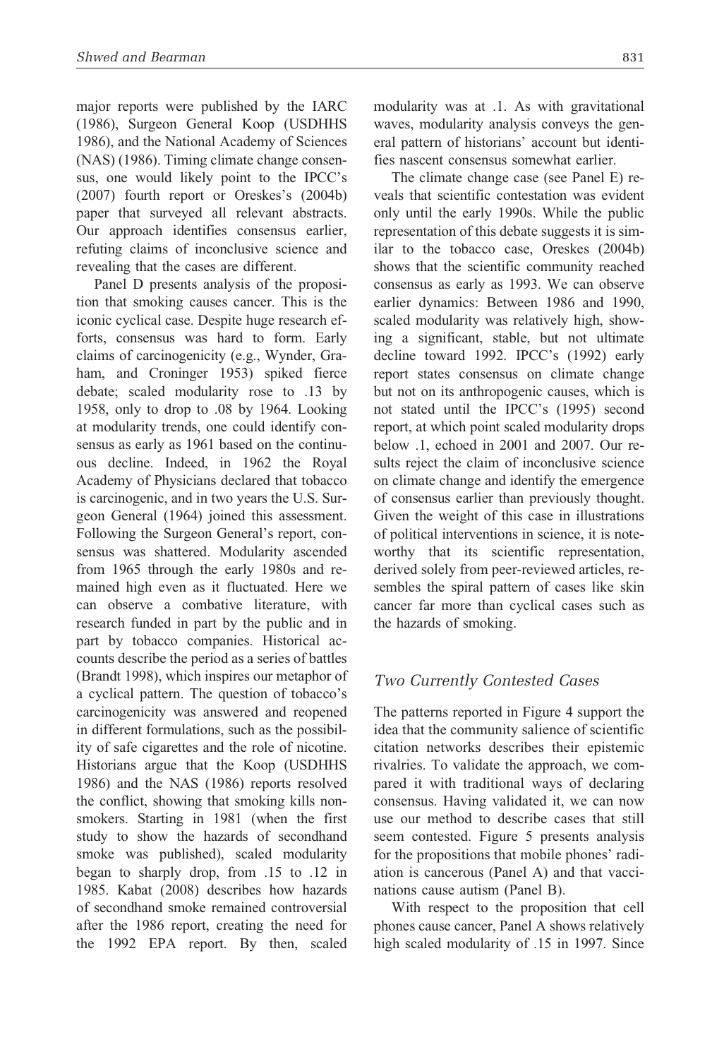major reports were published by the IARC (1986), Surgeon General Koop (USDHHS 1986), and the National Academy of Sciences (NAS) (1986). Timing climate change consensus, one would likely point to the IPCC's (2007) fourth report or Oreskes's (2004b) paper that surveyed all relevant abstracts. Our approach identifies consensus earlier, refuting claims of inconclusive science and revealing that the cases are different.

Panel D presents analysis of the proposition that smoking causes cancer. This is the iconic cyclical case. Despite huge research efforts, consensus was hard to form. Early claims of carcinogenicity (e.g., Wynder, Graham, and Croninger 1953) spiked fierce debate; scaled modularity rose to .13 by 1958, only to drop to .08 by 1964. Looking at modularity trends, one could identify consensus as early as 1961 based on the continuous decline. Indeed, in 1962 the Royal Academy of Physicians declared that tobacco is carcinogenic, and in two years the U.S. Surgeon General (1964) joined this assessment. Following the Surgeon General's report, consensus was shattered. Modularity ascended from 1965 through the early 1980s and remained high even as it fluctuated. Here we can observe a combative literature, with research funded in part by the public and in part by tobacco companies. Historical accounts describe the period as a series of battles (Brandt 1998), which inspires our metaphor of a cyclical pattern. The question of tobacco's carcinogenicity was answered and reopened in different formulations, such as the possibility of safe cigarettes and the role of nicotine. Historians argue that the Koop (USDHHS 1986) and the NAS (1986) reports resolved the conflict, showing that smoking kills nonsmokers. Starting in 1981 (when the first study to show the hazards of secondhand smoke was published), scaled modularity began to sharply drop, from .15 to .12 in 1985. Kabat (2008) describes how hazards of secondhand smoke remained controversial after the 1986 report, creating the need for the 1992 EPA report. By then, scaled modularity was at .1. As with gravitational waves, modularity analysis conveys the general pattern of historians' account but identifies nascent consensus somewhat earlier.

The climate change case (see Panel E) reveals that scientific contestation was evident only until the early 1990s. While the public representation of this debate suggests it is similar to the tobacco case, Oreskes (2004b) shows that the scientific community reached consensus as early as 1993. We can observe earlier dynamics: Between 1986 and 1990, scaled modularity was relatively high, showing a significant, stable, but not ultimate decline toward 1992. IPCC's (1992) early report states consensus on climate change but not on its anthropogenic causes, which is not stated until the IPCC's (1995) second report, at which point scaled modularity drops below .1, echoed in 2001 and 2007. Our results reject the claim of inconclusive science on climate change and identify the emergence of consensus earlier than previously thought. Given the weight of this case in illustrations of political interventions in science, it is noteworthy that its scientific representation, derived solely from peer-reviewed articles, resembles the spiral pattern of cases like skin cancer far more than cyclical cases such as the hazards of smoking.

### *Two Currently Contested Cases*

The patterns reported in Figure 4 support the idea that the community salience of scientific citation networks describes their epistemic rivalries. To validate the approach, we compared it with traditional ways of declaring consensus. Having validated it, we can now use our method to describe cases that still seem contested. Figure 5 presents analysis for the propositions that mobile phones' radiation is cancerous (Panel A) and that vaccinations cause autism (Panel B).

With respect to the proposition that cell phones cause cancer, Panel A shows relatively high scaled modularity of .15 in 1997. Since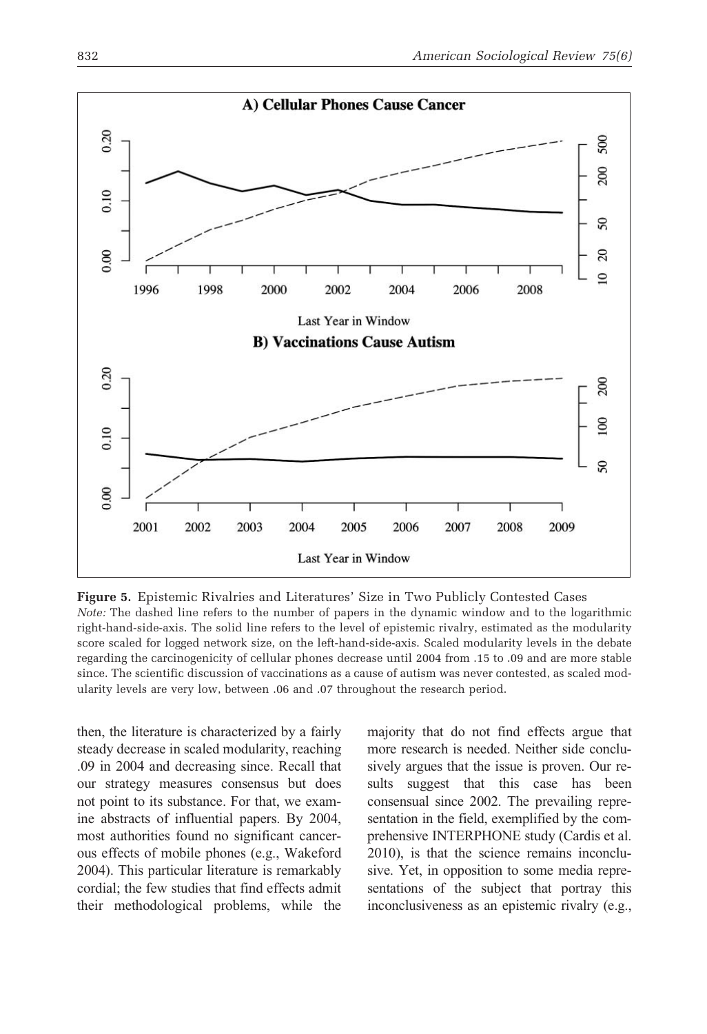**A) Cellular Phones Cause Cancer**

0.00
0.10
0.20

10
20
50
200
500

1996
1998
2000
2002
2004
2006
2008

Last Year in Window

**B) Vaccinations Cause Autism**

0.00
0.10
0.20

50
100
200

2001
2002
2003
2004
2005
2006
2007
2008
2009

Last Year in Window

**Figure 5.** Epistemic Rivalries and Literatures' Size in Two Publicly Contested Cases
*Note:* The dashed line refers to the number of papers in the dynamic window and to the logarithmic right-hand-side-axis. The solid line refers to the level of epistemic rivalry, estimated as the modularity score scaled for logged network size, on the left-hand-side-axis. Scaled modularity levels in the debate regarding the carcinogenicity of cellular phones decrease until 2004 from .15 to .09 and are more stable since. The scientific discussion of vaccinations as a cause of autism was never contested, as scaled modularity levels are very low, between .06 and .07 throughout the research period.

then, the literature is characterized by a fairly steady decrease in scaled modularity, reaching .09 in 2004 and decreasing since. Recall that our strategy measures consensus but does not point to its substance. For that, we examine abstracts of influential papers. By 2004, most authorities found no significant cancerous effects of mobile phones (e.g., Wakeford 2004). This particular literature is remarkably cordial; the few studies that find effects admit their methodological problems, while the majority that do not find effects argue that more research is needed. Neither side conclusively argues that the issue is proven. Our results suggest that this case has been consensual since 2002. The prevailing representation in the field, exemplified by the comprehensive INTERPHONE study (Cardis et al. 2010), is that the science remains inconclusive. Yet, in opposition to some media representations of the subject that portray this inconclusiveness as an epistemic rivalry (e.g.,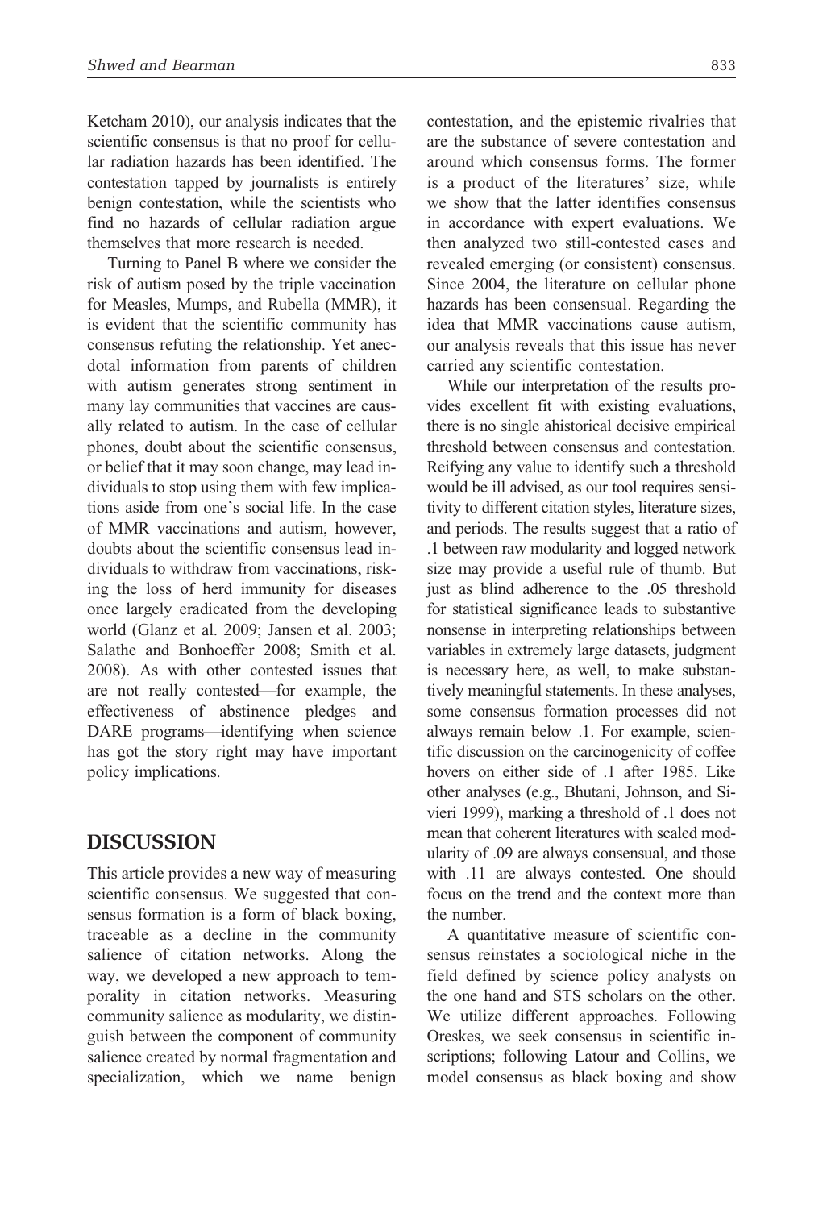Ketcham 2010), our analysis indicates that the scientific consensus is that no proof for cellular radiation hazards has been identified. The contestation tapped by journalists is entirely benign contestation, while the scientists who find no hazards of cellular radiation argue themselves that more research is needed.

Turning to Panel B where we consider the risk of autism posed by the triple vaccination for Measles, Mumps, and Rubella (MMR), it is evident that the scientific community has consensus refuting the relationship. Yet anecdotal information from parents of children with autism generates strong sentiment in many lay communities that vaccines are causally related to autism. In the case of cellular phones, doubt about the scientific consensus, or belief that it may soon change, may lead individuals to stop using them with few implications aside from one's social life. In the case of MMR vaccinations and autism, however, doubts about the scientific consensus lead individuals to withdraw from vaccinations, risking the loss of herd immunity for diseases once largely eradicated from the developing world (Glanz et al. 2009; Jansen et al. 2003; Salathe and Bonhoeffer 2008; Smith et al. 2008). As with other contested issues that are not really contested—for example, the effectiveness of abstinence pledges and DARE programs—identifying when science has got the story right may have important policy implications.

## DISCUSSION

This article provides a new way of measuring scientific consensus. We suggested that consensus formation is a form of black boxing, traceable as a decline in the community salience of citation networks. Along the way, we developed a new approach to temporality in citation networks. Measuring community salience as modularity, we distinguish between the component of community salience created by normal fragmentation and specialization, which we name benign contestation, and the epistemic rivalries that are the substance of severe contestation and around which consensus forms. The former is a product of the literatures' size, while we show that the latter identifies consensus in accordance with expert evaluations. We then analyzed two still-contested cases and revealed emerging (or consistent) consensus. Since 2004, the literature on cellular phone hazards has been consensual. Regarding the idea that MMR vaccinations cause autism, our analysis reveals that this issue has never carried any scientific contestation.

While our interpretation of the results provides excellent fit with existing evaluations, there is no single ahistorical decisive empirical threshold between consensus and contestation. Reifying any value to identify such a threshold would be ill advised, as our tool requires sensitivity to different citation styles, literature sizes, and periods. The results suggest that a ratio of .1 between raw modularity and logged network size may provide a useful rule of thumb. But just as blind adherence to the .05 threshold for statistical significance leads to substantive nonsense in interpreting relationships between variables in extremely large datasets, judgment is necessary here, as well, to make substantively meaningful statements. In these analyses, some consensus formation processes did not always remain below .1. For example, scientific discussion on the carcinogenicity of coffee hovers on either side of .1 after 1985. Like other analyses (e.g., Bhutani, Johnson, and Sivieri 1999), marking a threshold of .1 does not mean that coherent literatures with scaled modularity of .09 are always consensual, and those with .11 are always contested. One should focus on the trend and the context more than the number.

A quantitative measure of scientific consensus reinstates a sociological niche in the field defined by science policy analysts on the one hand and STS scholars on the other. We utilize different approaches. Following Oreskes, we seek consensus in scientific inscriptions; following Latour and Collins, we model consensus as black boxing and show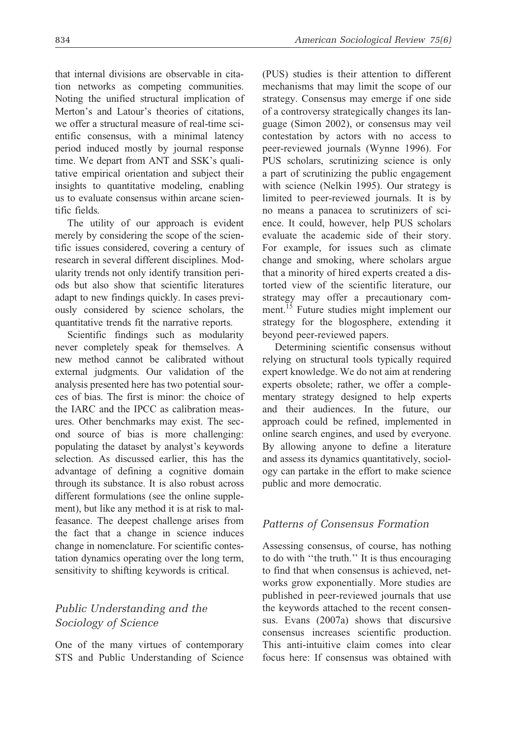that internal divisions are observable in citation networks as competing communities. Noting the unified structural implication of Merton's and Latour's theories of citations, we offer a structural measure of real-time scientific consensus, with a minimal latency period induced mostly by journal response time. We depart from ANT and SSK's qualitative empirical orientation and subject their insights to quantitative modeling, enabling us to evaluate consensus within arcane scientific fields.

The utility of our approach is evident merely by considering the scope of the scientific issues considered, covering a century of research in several different disciplines. Modularity trends not only identify transition periods but also show that scientific literatures adapt to new findings quickly. In cases previously considered by science scholars, the quantitative trends fit the narrative reports.

Scientific findings such as modularity never completely speak for themselves. A new method cannot be calibrated without external judgments. Our validation of the analysis presented here has two potential sources of bias. The first is minor: the choice of the IARC and the IPCC as calibration measures. Other benchmarks may exist. The second source of bias is more challenging: populating the dataset by analyst's keywords selection. As discussed earlier, this has the advantage of defining a cognitive domain through its substance. It is also robust across different formulations (see the online supplement), but like any method it is at risk to malfeasance. The deepest challenge arises from the fact that a change in science induces change in nomenclature. For scientific contestation dynamics operating over the long term, sensitivity to shifting keywords is critical.

## *Public Understanding and the Sociology of Science*

One of the many virtues of contemporary STS and Public Understanding of Science (PUS) studies is their attention to different mechanisms that may limit the scope of our strategy. Consensus may emerge if one side of a controversy strategically changes its language (Simon 2002), or consensus may veil contestation by actors with no access to peer-reviewed journals (Wynne 1996). For PUS scholars, scrutinizing science is only a part of scrutinizing the public engagement with science (Nelkin 1995). Our strategy is limited to peer-reviewed journals. It is by no means a panacea to scrutinizers of science. It could, however, help PUS scholars evaluate the academic side of their story. For example, for issues such as climate change and smoking, where scholars argue that a minority of hired experts created a distorted view of the scientific literature, our strategy may offer a precautionary comment.[15] Future studies might implement our strategy for the blogosphere, extending it beyond peer-reviewed papers.

Determining scientific consensus without relying on structural tools typically required expert knowledge. We do not aim at rendering experts obsolete; rather, we offer a complementary strategy designed to help experts and their audiences. In the future, our approach could be refined, implemented in online search engines, and used by everyone. By allowing anyone to define a literature and assess its dynamics quantitatively, sociology can partake in the effort to make science public and more democratic.

## *Patterns of Consensus Formation*

Assessing consensus, of course, has nothing to do with ''the truth.'' It is thus encouraging to find that when consensus is achieved, networks grow exponentially. More studies are published in peer-reviewed journals that use the keywords attached to the recent consensus. Evans (2007a) shows that discursive consensus increases scientific production. This anti-intuitive claim comes into clear focus here: If consensus was obtained with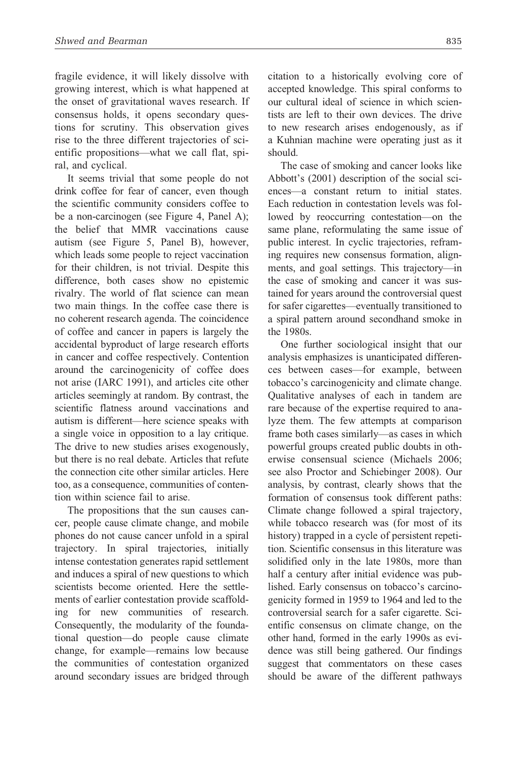fragile evidence, it will likely dissolve with growing interest, which is what happened at the onset of gravitational waves research. If consensus holds, it opens secondary questions for scrutiny. This observation gives rise to the three different trajectories of scientific propositions—what we call flat, spiral, and cyclical.

It seems trivial that some people do not drink coffee for fear of cancer, even though the scientific community considers coffee to be a non-carcinogen (see Figure 4, Panel A); the belief that MMR vaccinations cause autism (see Figure 5, Panel B), however, which leads some people to reject vaccination for their children, is not trivial. Despite this difference, both cases show no epistemic rivalry. The world of flat science can mean two main things. In the coffee case there is no coherent research agenda. The coincidence of coffee and cancer in papers is largely the accidental byproduct of large research efforts in cancer and coffee respectively. Contention around the carcinogenicity of coffee does not arise (IARC 1991), and articles cite other articles seemingly at random. By contrast, the scientific flatness around vaccinations and autism is different—here science speaks with a single voice in opposition to a lay critique. The drive to new studies arises exogenously, but there is no real debate. Articles that refute the connection cite other similar articles. Here too, as a consequence, communities of contention within science fail to arise.

The propositions that the sun causes cancer, people cause climate change, and mobile phones do not cause cancer unfold in a spiral trajectory. In spiral trajectories, initially intense contestation generates rapid settlement and induces a spiral of new questions to which scientists become oriented. Here the settlements of earlier contestation provide scaffolding for new communities of research. Consequently, the modularity of the foundational question—do people cause climate change, for example—remains low because the communities of contestation organized around secondary issues are bridged through citation to a historically evolving core of accepted knowledge. This spiral conforms to our cultural ideal of science in which scientists are left to their own devices. The drive to new research arises endogenously, as if a Kuhnian machine were operating just as it should.

The case of smoking and cancer looks like Abbott's (2001) description of the social sciences—a constant return to initial states. Each reduction in contestation levels was followed by reoccurring contestation—on the same plane, reformulating the same issue of public interest. In cyclic trajectories, reframing requires new consensus formation, alignments, and goal settings. This trajectory—in the case of smoking and cancer it was sustained for years around the controversial quest for safer cigarettes—eventually transitioned to a spiral pattern around secondhand smoke in the 1980s.

One further sociological insight that our analysis emphasizes is unanticipated differences between cases—for example, between tobacco's carcinogenicity and climate change. Qualitative analyses of each in tandem are rare because of the expertise required to analyze them. The few attempts at comparison frame both cases similarly—as cases in which powerful groups created public doubts in otherwise consensual science (Michaels 2006; see also Proctor and Schiebinger 2008). Our analysis, by contrast, clearly shows that the formation of consensus took different paths: Climate change followed a spiral trajectory, while tobacco research was (for most of its history) trapped in a cycle of persistent repetition. Scientific consensus in this literature was solidified only in the late 1980s, more than half a century after initial evidence was published. Early consensus on tobacco's carcinogenicity formed in 1959 to 1964 and led to the controversial search for a safer cigarette. Scientific consensus on climate change, on the other hand, formed in the early 1990s as evidence was still being gathered. Our findings suggest that commentators on these cases should be aware of the different pathways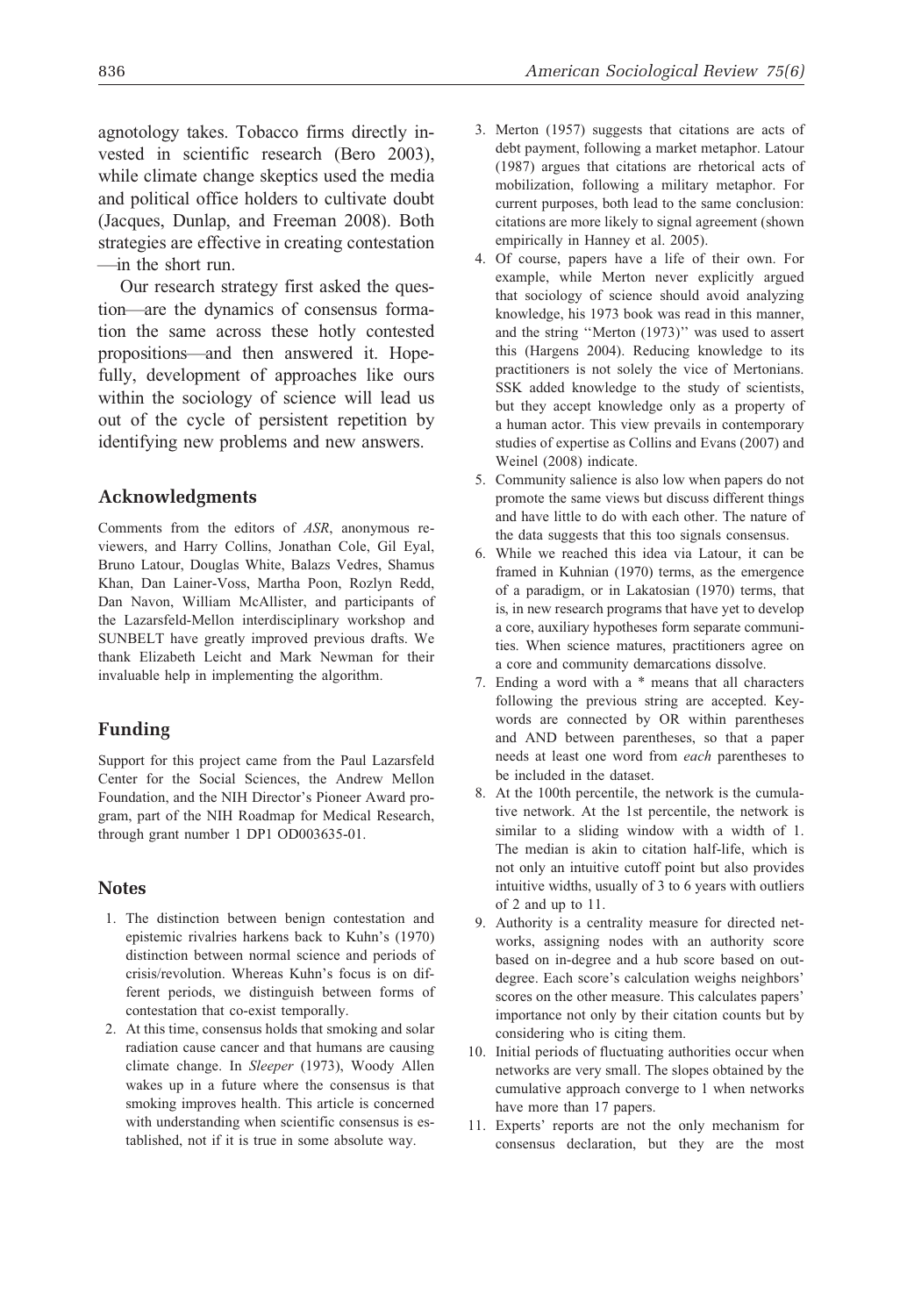agnotology takes. Tobacco firms directly invested in scientific research (Bero 2003), while climate change skeptics used the media and political office holders to cultivate doubt (Jacques, Dunlap, and Freeman 2008). Both strategies are effective in creating contestation —in the short run.

Our research strategy first asked the question—are the dynamics of consensus formation the same across these hotly contested propositions—and then answered it. Hopefully, development of approaches like ours within the sociology of science will lead us out of the cycle of persistent repetition by identifying new problems and new answers.

## Acknowledgments

Comments from the editors of *ASR*, anonymous reviewers, and Harry Collins, Jonathan Cole, Gil Eyal, Bruno Latour, Douglas White, Balazs Vedres, Shamus Khan, Dan Lainer-Voss, Martha Poon, Rozlyn Redd, Dan Navon, William McAllister, and participants of the Lazarsfeld-Mellon interdisciplinary workshop and SUNBELT have greatly improved previous drafts. We thank Elizabeth Leicht and Mark Newman for their invaluable help in implementing the algorithm.

## Funding

Support for this project came from the Paul Lazarsfeld Center for the Social Sciences, the Andrew Mellon Foundation, and the NIH Director's Pioneer Award program, part of the NIH Roadmap for Medical Research, through grant number 1 DP1 OD003635-01.

## Notes

1. The distinction between benign contestation and epistemic rivalries harkens back to Kuhn's (1970) distinction between normal science and periods of crisis/revolution. Whereas Kuhn's focus is on different periods, we distinguish between forms of contestation that co-exist temporally.
2. At this time, consensus holds that smoking and solar radiation cause cancer and that humans are causing climate change. In *Sleeper* (1973), Woody Allen wakes up in a future where the consensus is that smoking improves health. This article is concerned with understanding when scientific consensus is established, not if it is true in some absolute way.
3. Merton (1957) suggests that citations are acts of debt payment, following a market metaphor. Latour (1987) argues that citations are rhetorical acts of mobilization, following a military metaphor. For current purposes, both lead to the same conclusion: citations are more likely to signal agreement (shown empirically in Hanney et al. 2005).
4. Of course, papers have a life of their own. For example, while Merton never explicitly argued that sociology of science should avoid analyzing knowledge, his 1973 book was read in this manner, and the string ''Merton (1973)'' was used to assert this (Hargens 2004). Reducing knowledge to its practitioners is not solely the vice of Mertonians. SSK added knowledge to the study of scientists, but they accept knowledge only as a property of a human actor. This view prevails in contemporary studies of expertise as Collins and Evans (2007) and Weinel (2008) indicate.
5. Community salience is also low when papers do not promote the same views but discuss different things and have little to do with each other. The nature of the data suggests that this too signals consensus.
6. While we reached this idea via Latour, it can be framed in Kuhnian (1970) terms, as the emergence of a paradigm, or in Lakatosian (1970) terms, that is, in new research programs that have yet to develop a core, auxiliary hypotheses form separate communities. When science matures, practitioners agree on a core and community demarcations dissolve.
7. Ending a word with a * means that all characters following the previous string are accepted. Keywords are connected by OR within parentheses and AND between parentheses, so that a paper needs at least one word from *each* parentheses to be included in the dataset.
8. At the 100th percentile, the network is the cumulative network. At the 1st percentile, the network is similar to a sliding window with a width of 1. The median is akin to citation half-life, which is not only an intuitive cutoff point but also provides intuitive widths, usually of 3 to 6 years with outliers of 2 and up to 11.
9. Authority is a centrality measure for directed networks, assigning nodes with an authority score based on in-degree and a hub score based on out-degree. Each score's calculation weighs neighbors' scores on the other measure. This calculates papers' importance not only by their citation counts but by considering who is citing them.
10. Initial periods of fluctuating authorities occur when networks are very small. The slopes obtained by the cumulative approach converge to 1 when networks have more than 17 papers.
11. Experts' reports are not the only mechanism for consensus declaration, but they are the most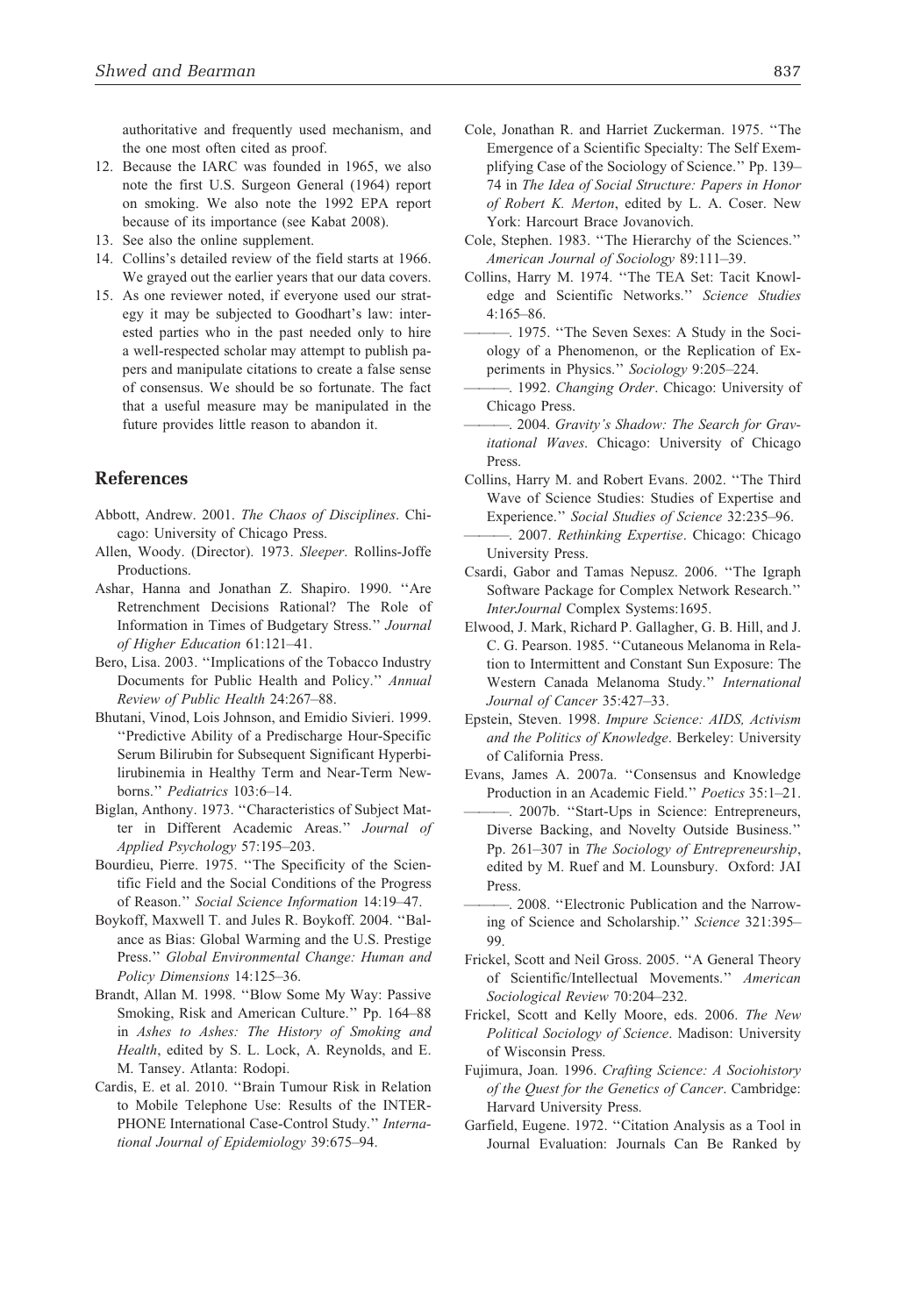authoritative and frequently used mechanism, and the one most often cited as proof.

12. Because the IARC was founded in 1965, we also note the first U.S. Surgeon General (1964) report on smoking. We also note the 1992 EPA report because of its importance (see Kabat 2008).
13. See also the online supplement.
14. Collins's detailed review of the field starts at 1966. We grayed out the earlier years that our data covers.
15. As one reviewer noted, if everyone used our strategy it may be subjected to Goodhart's law: interested parties who in the past needed only to hire a well-respected scholar may attempt to publish papers and manipulate citations to create a false sense of consensus. We should be so fortunate. The fact that a useful measure may be manipulated in the future provides little reason to abandon it.

## References

Abbott, Andrew. 2001. *The Chaos of Disciplines*. Chicago: University of Chicago Press.

Allen, Woody. (Director). 1973. *Sleeper*. Rollins-Joffe Productions.

Ashar, Hanna and Jonathan Z. Shapiro. 1990. ''Are Retrenchment Decisions Rational? The Role of Information in Times of Budgetary Stress.'' *Journal of Higher Education* 61:121–41.

Bero, Lisa. 2003. ''Implications of the Tobacco Industry Documents for Public Health and Policy.'' *Annual Review of Public Health* 24:267–88.

Bhutani, Vinod, Lois Johnson, and Emidio Sivieri. 1999. ''Predictive Ability of a Predischarge Hour-Specific Serum Bilirubin for Subsequent Significant Hyperbilirubinemia in Healthy Term and Near-Term Newborns.'' *Pediatrics* 103:6–14.

Biglan, Anthony. 1973. ''Characteristics of Subject Matter in Different Academic Areas.'' *Journal of Applied Psychology* 57:195–203.

Bourdieu, Pierre. 1975. ''The Specificity of the Scientific Field and the Social Conditions of the Progress of Reason.'' *Social Science Information* 14:19–47.

Boykoff, Maxwell T. and Jules R. Boykoff. 2004. ''Balance as Bias: Global Warming and the U.S. Prestige Press.'' *Global Environmental Change: Human and Policy Dimensions* 14:125–36.

Brandt, Allan M. 1998. ''Blow Some My Way: Passive Smoking, Risk and American Culture.'' Pp. 164–88 in *Ashes to Ashes: The History of Smoking and Health*, edited by S. L. Lock, A. Reynolds, and E. M. Tansey. Atlanta: Rodopi.

Cardis, E. et al. 2010. ''Brain Tumour Risk in Relation to Mobile Telephone Use: Results of the INTERPHONE International Case-Control Study.'' *International Journal of Epidemiology* 39:675–94.

Cole, Jonathan R. and Harriet Zuckerman. 1975. ''The Emergence of a Scientific Specialty: The Self Exemplifying Case of the Sociology of Science.'' Pp. 139–74 in *The Idea of Social Structure: Papers in Honor of Robert K. Merton*, edited by L. A. Coser. New York: Harcourt Brace Jovanovich.

Cole, Stephen. 1983. ''The Hierarchy of the Sciences.'' *American Journal of Sociology* 89:111–39.

Collins, Harry M. 1974. ''The TEA Set: Tacit Knowledge and Scientific Networks.'' *Science Studies* 4:165–86.

———. 1975. ''The Seven Sexes: A Study in the Sociology of a Phenomenon, or the Replication of Experiments in Physics.'' *Sociology* 9:205–224.

———. 1992. *Changing Order*. Chicago: University of Chicago Press.

———. 2004. *Gravity's Shadow: The Search for Gravitational Waves*. Chicago: University of Chicago Press.

Collins, Harry M. and Robert Evans. 2002. ''The Third Wave of Science Studies: Studies of Expertise and Experience.'' *Social Studies of Science* 32:235–96.

———. 2007. *Rethinking Expertise*. Chicago: Chicago University Press.

Csardi, Gabor and Tamas Nepusz. 2006. ''The Igraph Software Package for Complex Network Research.'' *InterJournal* Complex Systems:1695.

Elwood, J. Mark, Richard P. Gallagher, G. B. Hill, and J. C. G. Pearson. 1985. ''Cutaneous Melanoma in Relation to Intermittent and Constant Sun Exposure: The Western Canada Melanoma Study.'' *International Journal of Cancer* 35:427–33.

Epstein, Steven. 1998. *Impure Science: AIDS, Activism and the Politics of Knowledge*. Berkeley: University of California Press.

Evans, James A. 2007a. ''Consensus and Knowledge Production in an Academic Field.'' *Poetics* 35:1–21.

———. 2007b. ''Start-Ups in Science: Entrepreneurs, Diverse Backing, and Novelty Outside Business.'' Pp. 261–307 in *The Sociology of Entrepreneurship*, edited by M. Ruef and M. Lounsbury. Oxford: JAI Press.

———. 2008. ''Electronic Publication and the Narrowing of Science and Scholarship.'' *Science* 321:395–99.

Frickel, Scott and Neil Gross. 2005. ''A General Theory of Scientific/Intellectual Movements.'' *American Sociological Review* 70:204–232.

Frickel, Scott and Kelly Moore, eds. 2006. *The New Political Sociology of Science*. Madison: University of Wisconsin Press.

Fujimura, Joan. 1996. *Crafting Science: A Sociohistory of the Quest for the Genetics of Cancer*. Cambridge: Harvard University Press.

Garfield, Eugene. 1972. ''Citation Analysis as a Tool in Journal Evaluation: Journals Can Be Ranked by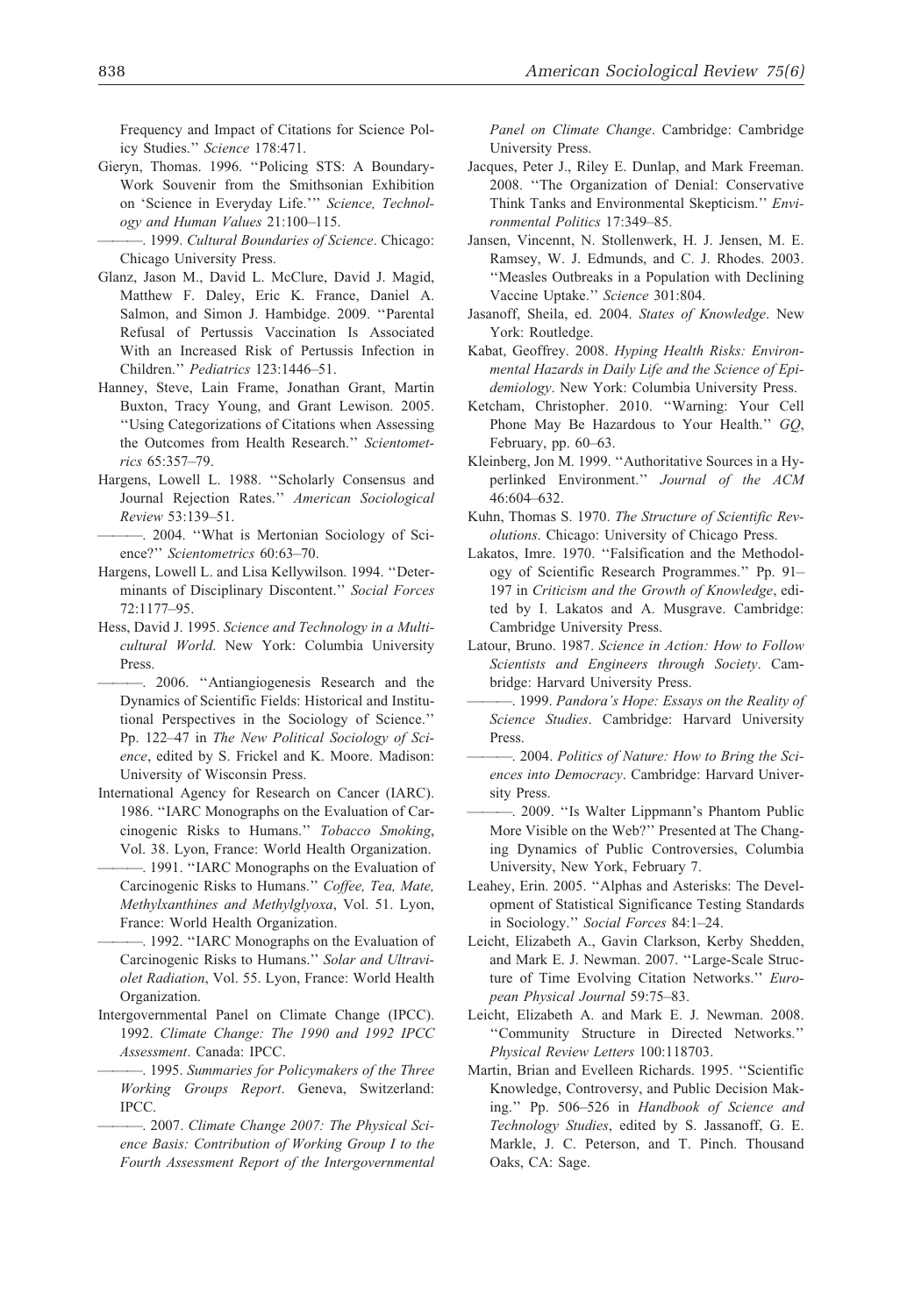Frequency and Impact of Citations for Science Policy Studies.'' *Science* 178:471.

Gieryn, Thomas. 1996. ''Policing STS: A Boundary-Work Souvenir from the Smithsonian Exhibition on 'Science in Everyday Life.''' *Science, Technology and Human Values* 21:100–115.

———. 1999. *Cultural Boundaries of Science*. Chicago: Chicago University Press.

Glanz, Jason M., David L. McClure, David J. Magid, Matthew F. Daley, Eric K. France, Daniel A. Salmon, and Simon J. Hambidge. 2009. ''Parental Refusal of Pertussis Vaccination Is Associated With an Increased Risk of Pertussis Infection in Children.'' *Pediatrics* 123:1446–51.

Hanney, Steve, Lain Frame, Jonathan Grant, Martin Buxton, Tracy Young, and Grant Lewison. 2005. ''Using Categorizations of Citations when Assessing the Outcomes from Health Research.'' *Scientometrics* 65:357–79.

Hargens, Lowell L. 1988. ''Scholarly Consensus and Journal Rejection Rates.'' *American Sociological Review* 53:139–51.

———. 2004. ''What is Mertonian Sociology of Science?'' *Scientometrics* 60:63–70.

Hargens, Lowell L. and Lisa Kellywilson. 1994. ''Determinants of Disciplinary Discontent.'' *Social Forces* 72:1177–95.

Hess, David J. 1995. *Science and Technology in a Multicultural World*. New York: Columbia University Press.

———. 2006. ''Antiangiogenesis Research and the Dynamics of Scientific Fields: Historical and Institutional Perspectives in the Sociology of Science.'' Pp. 122–47 in *The New Political Sociology of Science*, edited by S. Frickel and K. Moore. Madison: University of Wisconsin Press.

International Agency for Research on Cancer (IARC). 1986. ''IARC Monographs on the Evaluation of Carcinogenic Risks to Humans.'' *Tobacco Smoking*, Vol. 38. Lyon, France: World Health Organization.

———. 1991. ''IARC Monographs on the Evaluation of Carcinogenic Risks to Humans.'' *Coffee, Tea, Mate, Methylxanthines and Methylglyoxa*, Vol. 51. Lyon, France: World Health Organization.

———. 1992. ''IARC Monographs on the Evaluation of Carcinogenic Risks to Humans.'' *Solar and Ultraviolet Radiation*, Vol. 55. Lyon, France: World Health Organization.

Intergovernmental Panel on Climate Change (IPCC). 1992. *Climate Change: The 1990 and 1992 IPCC Assessment*. Canada: IPCC.

———. 1995. *Summaries for Policymakers of the Three Working Groups Report*. Geneva, Switzerland: IPCC.

———. 2007. *Climate Change 2007: The Physical Science Basis: Contribution of Working Group I to the Fourth Assessment Report of the Intergovernmental Panel on Climate Change*. Cambridge: Cambridge University Press.

Jacques, Peter J., Riley E. Dunlap, and Mark Freeman. 2008. ''The Organization of Denial: Conservative Think Tanks and Environmental Skepticism.'' *Environmental Politics* 17:349–85.

Jansen, Vincennt, N. Stollenwerk, H. J. Jensen, M. E. Ramsey, W. J. Edmunds, and C. J. Rhodes. 2003. ''Measles Outbreaks in a Population with Declining Vaccine Uptake.'' *Science* 301:804.

Jasanoff, Sheila, ed. 2004. *States of Knowledge*. New York: Routledge.

Kabat, Geoffrey. 2008. *Hyping Health Risks: Environmental Hazards in Daily Life and the Science of Epidemiology*. New York: Columbia University Press.

Ketcham, Christopher. 2010. ''Warning: Your Cell Phone May Be Hazardous to Your Health.'' *GQ*, February, pp. 60–63.

Kleinberg, Jon M. 1999. ''Authoritative Sources in a Hyperlinked Environment.'' *Journal of the ACM* 46:604–632.

Kuhn, Thomas S. 1970. *The Structure of Scientific Revolutions*. Chicago: University of Chicago Press.

Lakatos, Imre. 1970. ''Falsification and the Methodology of Scientific Research Programmes.'' Pp. 91–197 in *Criticism and the Growth of Knowledge*, edited by I. Lakatos and A. Musgrave. Cambridge: Cambridge University Press.

Latour, Bruno. 1987. *Science in Action: How to Follow Scientists and Engineers through Society*. Cambridge: Harvard University Press.

———. 1999. *Pandora's Hope: Essays on the Reality of Science Studies*. Cambridge: Harvard University Press.

———. 2004. *Politics of Nature: How to Bring the Sciences into Democracy*. Cambridge: Harvard University Press.

———. 2009. ''Is Walter Lippmann's Phantom Public More Visible on the Web?'' Presented at The Changing Dynamics of Public Controversies, Columbia University, New York, February 7.

Leahey, Erin. 2005. ''Alphas and Asterisks: The Development of Statistical Significance Testing Standards in Sociology.'' *Social Forces* 84:1–24.

Leicht, Elizabeth A., Gavin Clarkson, Kerby Shedden, and Mark E. J. Newman. 2007. ''Large-Scale Structure of Time Evolving Citation Networks.'' *European Physical Journal* 59:75–83.

Leicht, Elizabeth A. and Mark E. J. Newman. 2008. ''Community Structure in Directed Networks.'' *Physical Review Letters* 100:118703.

Martin, Brian and Evelleen Richards. 1995. ''Scientific Knowledge, Controversy, and Public Decision Making.'' Pp. 506–526 in *Handbook of Science and Technology Studies*, edited by S. Jassanoff, G. E. Markle, J. C. Peterson, and T. Pinch. Thousand Oaks, CA: Sage.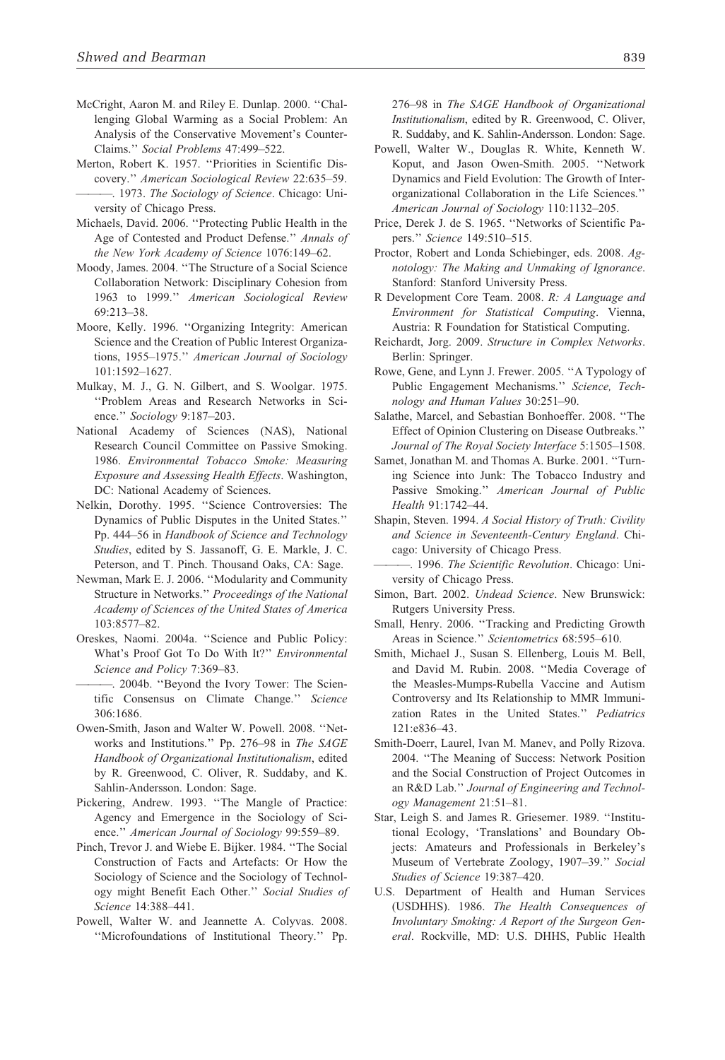McCright, Aaron M. and Riley E. Dunlap. 2000. ''Challenging Global Warming as a Social Problem: An Analysis of the Conservative Movement's Counter-Claims.'' *Social Problems* 47:499–522.

Merton, Robert K. 1957. ''Priorities in Scientific Discovery.'' *American Sociological Review* 22:635–59.

———. 1973. *The Sociology of Science*. Chicago: University of Chicago Press.

Michaels, David. 2006. ''Protecting Public Health in the Age of Contested and Product Defense.'' *Annals of the New York Academy of Science* 1076:149–62.

Moody, James. 2004. ''The Structure of a Social Science Collaboration Network: Disciplinary Cohesion from 1963 to 1999.'' *American Sociological Review* 69:213–38.

Moore, Kelly. 1996. ''Organizing Integrity: American Science and the Creation of Public Interest Organizations, 1955–1975.'' *American Journal of Sociology* 101:1592–1627.

Mulkay, M. J., G. N. Gilbert, and S. Woolgar. 1975. ''Problem Areas and Research Networks in Science.'' *Sociology* 9:187–203.

National Academy of Sciences (NAS), National Research Council Committee on Passive Smoking. 1986. *Environmental Tobacco Smoke: Measuring Exposure and Assessing Health Effects*. Washington, DC: National Academy of Sciences.

Nelkin, Dorothy. 1995. ''Science Controversies: The Dynamics of Public Disputes in the United States.'' Pp. 444–56 in *Handbook of Science and Technology Studies*, edited by S. Jassanoff, G. E. Markle, J. C. Peterson, and T. Pinch. Thousand Oaks, CA: Sage.

Newman, Mark E. J. 2006. ''Modularity and Community Structure in Networks.'' *Proceedings of the National Academy of Sciences of the United States of America* 103:8577–82.

Oreskes, Naomi. 2004a. ''Science and Public Policy: What's Proof Got To Do With It?'' *Environmental Science and Policy* 7:369–83.

———. 2004b. ''Beyond the Ivory Tower: The Scientific Consensus on Climate Change.'' *Science* 306:1686.

Owen-Smith, Jason and Walter W. Powell. 2008. ''Networks and Institutions.'' Pp. 276–98 in *The SAGE Handbook of Organizational Institutionalism*, edited by R. Greenwood, C. Oliver, R. Suddaby, and K. Sahlin-Andersson. London: Sage.

Pickering, Andrew. 1993. ''The Mangle of Practice: Agency and Emergence in the Sociology of Science.'' *American Journal of Sociology* 99:559–89.

Pinch, Trevor J. and Wiebe E. Bijker. 1984. ''The Social Construction of Facts and Artefacts: Or How the Sociology of Science and the Sociology of Technology might Benefit Each Other.'' *Social Studies of Science* 14:388–441.

Powell, Walter W. and Jeannette A. Colyvas. 2008. ''Microfoundations of Institutional Theory.'' Pp. 276–98 in *The SAGE Handbook of Organizational Institutionalism*, edited by R. Greenwood, C. Oliver, R. Suddaby, and K. Sahlin-Andersson. London: Sage.

Powell, Walter W., Douglas R. White, Kenneth W. Koput, and Jason Owen-Smith. 2005. ''Network Dynamics and Field Evolution: The Growth of Interorganizational Collaboration in the Life Sciences.'' *American Journal of Sociology* 110:1132–205.

Price, Derek J. de S. 1965. ''Networks of Scientific Papers.'' *Science* 149:510–515.

Proctor, Robert and Londa Schiebinger, eds. 2008. *Agnotology: The Making and Unmaking of Ignorance*. Stanford: Stanford University Press.

R Development Core Team. 2008. *R: A Language and Environment for Statistical Computing*. Vienna, Austria: R Foundation for Statistical Computing.

Reichardt, Jorg. 2009. *Structure in Complex Networks*. Berlin: Springer.

Rowe, Gene, and Lynn J. Frewer. 2005. ''A Typology of Public Engagement Mechanisms.'' *Science, Technology and Human Values* 30:251–90.

Salathe, Marcel, and Sebastian Bonhoeffer. 2008. ''The Effect of Opinion Clustering on Disease Outbreaks.'' *Journal of The Royal Society Interface* 5:1505–1508.

Samet, Jonathan M. and Thomas A. Burke. 2001. ''Turning Science into Junk: The Tobacco Industry and Passive Smoking.'' *American Journal of Public Health* 91:1742–44.

Shapin, Steven. 1994. *A Social History of Truth: Civility and Science in Seventeenth-Century England*. Chicago: University of Chicago Press.

———. 1996. *The Scientific Revolution*. Chicago: University of Chicago Press.

Simon, Bart. 2002. *Undead Science*. New Brunswick: Rutgers University Press.

Small, Henry. 2006. ''Tracking and Predicting Growth Areas in Science.'' *Scientometrics* 68:595–610.

Smith, Michael J., Susan S. Ellenberg, Louis M. Bell, and David M. Rubin. 2008. ''Media Coverage of the Measles-Mumps-Rubella Vaccine and Autism Controversy and Its Relationship to MMR Immunization Rates in the United States.'' *Pediatrics* 121:e836–43.

Smith-Doerr, Laurel, Ivan M. Manev, and Polly Rizova. 2004. ''The Meaning of Success: Network Position and the Social Construction of Project Outcomes in an R&D Lab.'' *Journal of Engineering and Technology Management* 21:51–81.

Star, Leigh S. and James R. Griesemer. 1989. ''Institutional Ecology, 'Translations' and Boundary Objects: Amateurs and Professionals in Berkeley's Museum of Vertebrate Zoology, 1907–39.'' *Social Studies of Science* 19:387–420.

U.S. Department of Health and Human Services (USDHHS). 1986. *The Health Consequences of Involuntary Smoking: A Report of the Surgeon General*. Rockville, MD: U.S. DHHS, Public Health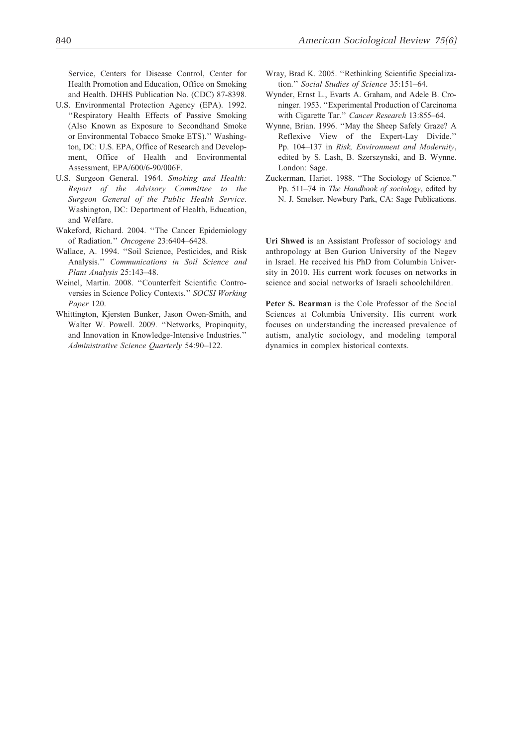Service, Centers for Disease Control, Center for Health Promotion and Education, Office on Smoking and Health. DHHS Publication No. (CDC) 87-8398.

U.S. Environmental Protection Agency (EPA). 1992. ''Respiratory Health Effects of Passive Smoking (Also Known as Exposure to Secondhand Smoke or Environmental Tobacco Smoke ETS).'' Washington, DC: U.S. EPA, Office of Research and Development, Office of Health and Environmental Assessment, EPA/600/6-90/006F.

U.S. Surgeon General. 1964. *Smoking and Health: Report of the Advisory Committee to the Surgeon General of the Public Health Service*. Washington, DC: Department of Health, Education, and Welfare.

Wakeford, Richard. 2004. ''The Cancer Epidemiology of Radiation.'' *Oncogene* 23:6404–6428.

Wallace, A. 1994. ''Soil Science, Pesticides, and Risk Analysis.'' *Communications in Soil Science and Plant Analysis* 25:143–48.

Weinel, Martin. 2008. ''Counterfeit Scientific Controversies in Science Policy Contexts.'' *SOCSI Working Paper* 120.

Whittington, Kjersten Bunker, Jason Owen-Smith, and Walter W. Powell. 2009. ''Networks, Propinquity, and Innovation in Knowledge-Intensive Industries.'' *Administrative Science Quarterly* 54:90–122.

Wray, Brad K. 2005. ''Rethinking Scientific Specialization.'' *Social Studies of Science* 35:151–64.

Wynder, Ernst L., Evarts A. Graham, and Adele B. Croninger. 1953. ''Experimental Production of Carcinoma with Cigarette Tar.'' *Cancer Research* 13:855–64.

Wynne, Brian. 1996. ''May the Sheep Safely Graze? A Reflexive View of the Expert-Lay Divide.'' Pp. 104–137 in *Risk, Environment and Modernity*, edited by S. Lash, B. Szerszynski, and B. Wynne. London: Sage.

Zuckerman, Hariet. 1988. ''The Sociology of Science.'' Pp. 511–74 in *The Handbook of sociology*, edited by N. J. Smelser. Newbury Park, CA: Sage Publications.

**Uri Shwed** is an Assistant Professor of sociology and anthropology at Ben Gurion University of the Negev in Israel. He received his PhD from Columbia University in 2010. His current work focuses on networks in science and social networks of Israeli schoolchildren.

**Peter S. Bearman** is the Cole Professor of the Social Sciences at Columbia University. His current work focuses on understanding the increased prevalence of autism, analytic sociology, and modeling temporal dynamics in complex historical contexts.